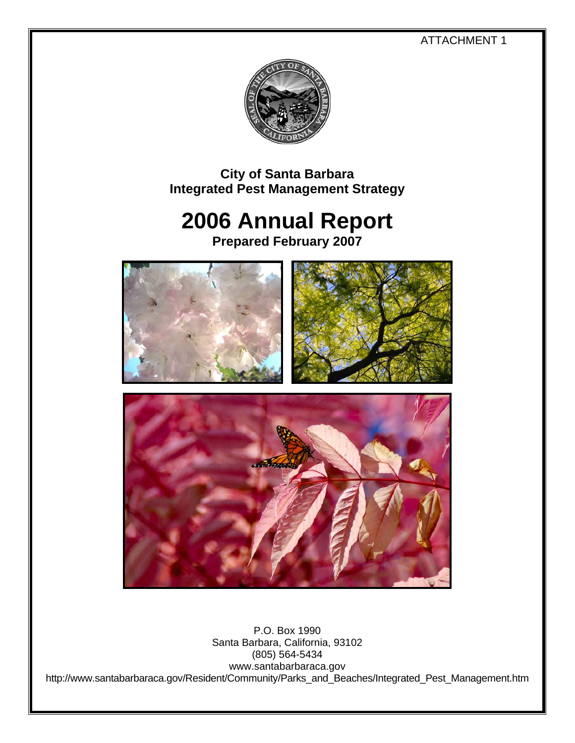ATTACHMENT 1

# City of Santa Barbara
# Integrated Pest Management Strategy

# 2006 Annual Report

**Prepared February 2007**

P.O. Box 1990
Santa Barbara, California, 93102
(805) 564-5434
www.santabarbaraca.gov
http://www.santabarbaraca.gov/Resident/Community/Parks_and_Beaches/Integrated_Pest_Management.htm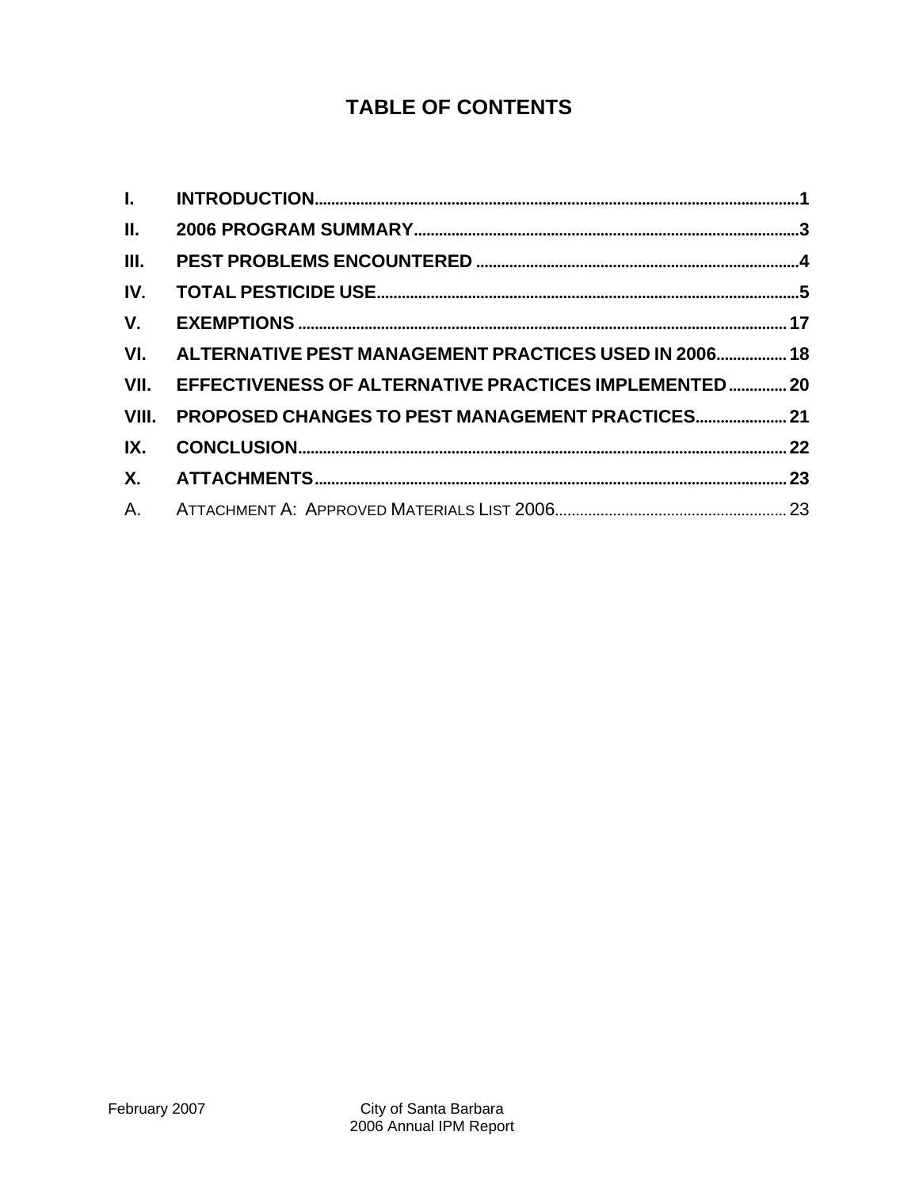# TABLE OF CONTENTS

| | | |
|---|---|---|
| **I.** | **INTRODUCTION** | **1** |
| **II.** | **2006 PROGRAM SUMMARY** | **3** |
| **III.** | **PEST PROBLEMS ENCOUNTERED** | **4** |
| **IV.** | **TOTAL PESTICIDE USE** | **5** |
| **V.** | **EXEMPTIONS** | **17** |
| **VI.** | **ALTERNATIVE PEST MANAGEMENT PRACTICES USED IN 2006** | **18** |
| **VII.** | **EFFECTIVENESS OF ALTERNATIVE PRACTICES IMPLEMENTED** | **20** |
| **VIII.** | **PROPOSED CHANGES TO PEST MANAGEMENT PRACTICES** | **21** |
| **IX.** | **CONCLUSION** | **22** |
| **X.** | **ATTACHMENTS** | **23** |
| A. | ATTACHMENT A: APPROVED MATERIALS LIST 2006 | 23 |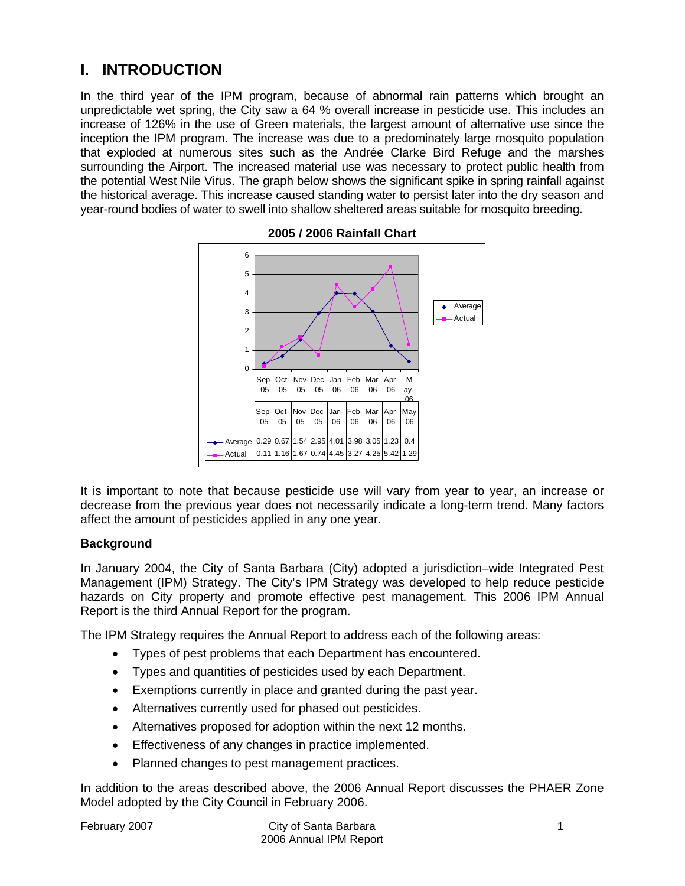# I. INTRODUCTION

In the third year of the IPM program, because of abnormal rain patterns which brought an unpredictable wet spring, the City saw a 64 % overall increase in pesticide use. This includes an increase of 126% in the use of Green materials, the largest amount of alternative use since the inception the IPM program. The increase was due to a predominately large mosquito population that exploded at numerous sites such as the Andrée Clarke Bird Refuge and the marshes surrounding the Airport. The increased material use was necessary to protect public health from the potential West Nile Virus. The graph below shows the significant spike in spring rainfall against the historical average. This increase caused standing water to persist later into the dry season and year-round bodies of water to swell into shallow sheltered areas suitable for mosquito breeding.

**2005 / 2006 Rainfall Chart**

| | Sep-05 | Oct-05 | Nov-05 | Dec-05 | Jan-06 | Feb-06 | Mar-06 | Apr-06 | May-06 |
|---|---|---|---|---|---|---|---|---|---|
| Average | 0.29 | 0.67 | 1.54 | 2.95 | 4.01 | 3.98 | 3.05 | 1.23 | 0.4 |
| Actual | 0.11 | 1.16 | 1.67 | 0.74 | 4.45 | 3.27 | 4.25 | 5.42 | 1.29 |

It is important to note that because pesticide use will vary from year to year, an increase or decrease from the previous year does not necessarily indicate a long-term trend. Many factors affect the amount of pesticides applied in any one year.

### Background

In January 2004, the City of Santa Barbara (City) adopted a jurisdiction–wide Integrated Pest Management (IPM) Strategy. The City's IPM Strategy was developed to help reduce pesticide hazards on City property and promote effective pest management. This 2006 IPM Annual Report is the third Annual Report for the program.

The IPM Strategy requires the Annual Report to address each of the following areas:

- Types of pest problems that each Department has encountered.
- Types and quantities of pesticides used by each Department.
- Exemptions currently in place and granted during the past year.
- Alternatives currently used for phased out pesticides.
- Alternatives proposed for adoption within the next 12 months.
- Effectiveness of any changes in practice implemented.
- Planned changes to pest management practices.

In addition to the areas described above, the 2006 Annual Report discusses the PHAER Zone Model adopted by the City Council in February 2006.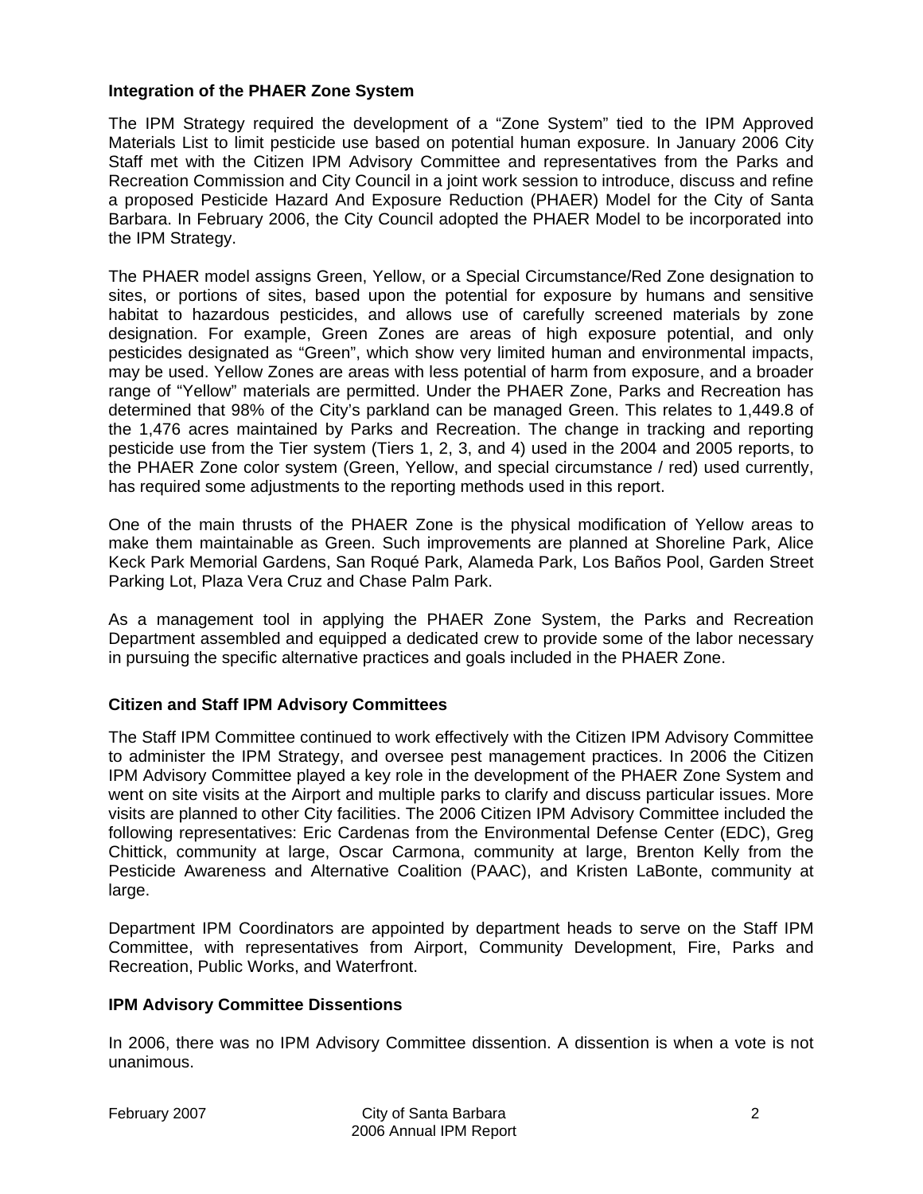### Integration of the PHAER Zone System

The IPM Strategy required the development of a "Zone System" tied to the IPM Approved Materials List to limit pesticide use based on potential human exposure. In January 2006 City Staff met with the Citizen IPM Advisory Committee and representatives from the Parks and Recreation Commission and City Council in a joint work session to introduce, discuss and refine a proposed Pesticide Hazard And Exposure Reduction (PHAER) Model for the City of Santa Barbara. In February 2006, the City Council adopted the PHAER Model to be incorporated into the IPM Strategy.

The PHAER model assigns Green, Yellow, or a Special Circumstance/Red Zone designation to sites, or portions of sites, based upon the potential for exposure by humans and sensitive habitat to hazardous pesticides, and allows use of carefully screened materials by zone designation. For example, Green Zones are areas of high exposure potential, and only pesticides designated as "Green", which show very limited human and environmental impacts, may be used. Yellow Zones are areas with less potential of harm from exposure, and a broader range of "Yellow" materials are permitted. Under the PHAER Zone, Parks and Recreation has determined that 98% of the City's parkland can be managed Green. This relates to 1,449.8 of the 1,476 acres maintained by Parks and Recreation. The change in tracking and reporting pesticide use from the Tier system (Tiers 1, 2, 3, and 4) used in the 2004 and 2005 reports, to the PHAER Zone color system (Green, Yellow, and special circumstance / red) used currently, has required some adjustments to the reporting methods used in this report.

One of the main thrusts of the PHAER Zone is the physical modification of Yellow areas to make them maintainable as Green. Such improvements are planned at Shoreline Park, Alice Keck Park Memorial Gardens, San Roqué Park, Alameda Park, Los Baños Pool, Garden Street Parking Lot, Plaza Vera Cruz and Chase Palm Park.

As a management tool in applying the PHAER Zone System, the Parks and Recreation Department assembled and equipped a dedicated crew to provide some of the labor necessary in pursuing the specific alternative practices and goals included in the PHAER Zone.

### Citizen and Staff IPM Advisory Committees

The Staff IPM Committee continued to work effectively with the Citizen IPM Advisory Committee to administer the IPM Strategy, and oversee pest management practices. In 2006 the Citizen IPM Advisory Committee played a key role in the development of the PHAER Zone System and went on site visits at the Airport and multiple parks to clarify and discuss particular issues. More visits are planned to other City facilities. The 2006 Citizen IPM Advisory Committee included the following representatives: Eric Cardenas from the Environmental Defense Center (EDC), Greg Chittick, community at large, Oscar Carmona, community at large, Brenton Kelly from the Pesticide Awareness and Alternative Coalition (PAAC), and Kristen LaBonte, community at large.

Department IPM Coordinators are appointed by department heads to serve on the Staff IPM Committee, with representatives from Airport, Community Development, Fire, Parks and Recreation, Public Works, and Waterfront.

### IPM Advisory Committee Dissentions

In 2006, there was no IPM Advisory Committee dissention. A dissention is when a vote is not unanimous.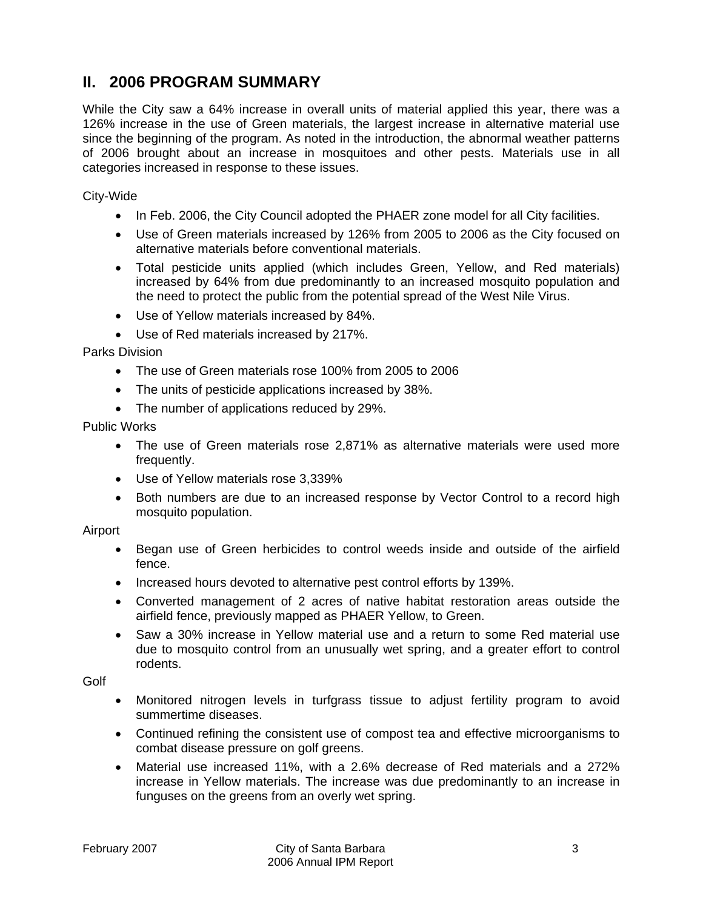## II. 2006 PROGRAM SUMMARY

While the City saw a 64% increase in overall units of material applied this year, there was a 126% increase in the use of Green materials, the largest increase in alternative material use since the beginning of the program. As noted in the introduction, the abnormal weather patterns of 2006 brought about an increase in mosquitoes and other pests. Materials use in all categories increased in response to these issues.

City-Wide

- In Feb. 2006, the City Council adopted the PHAER zone model for all City facilities.
- Use of Green materials increased by 126% from 2005 to 2006 as the City focused on alternative materials before conventional materials.
- Total pesticide units applied (which includes Green, Yellow, and Red materials) increased by 64% from due predominantly to an increased mosquito population and the need to protect the public from the potential spread of the West Nile Virus.
- Use of Yellow materials increased by 84%.
- Use of Red materials increased by 217%.

Parks Division

- The use of Green materials rose 100% from 2005 to 2006
- The units of pesticide applications increased by 38%.
- The number of applications reduced by 29%.

Public Works

- The use of Green materials rose 2,871% as alternative materials were used more frequently.
- Use of Yellow materials rose 3,339%
- Both numbers are due to an increased response by Vector Control to a record high mosquito population.

Airport

- Began use of Green herbicides to control weeds inside and outside of the airfield fence.
- Increased hours devoted to alternative pest control efforts by 139%.
- Converted management of 2 acres of native habitat restoration areas outside the airfield fence, previously mapped as PHAER Yellow, to Green.
- Saw a 30% increase in Yellow material use and a return to some Red material use due to mosquito control from an unusually wet spring, and a greater effort to control rodents.

Golf

- Monitored nitrogen levels in turfgrass tissue to adjust fertility program to avoid summertime diseases.
- Continued refining the consistent use of compost tea and effective microorganisms to combat disease pressure on golf greens.
- Material use increased 11%, with a 2.6% decrease of Red materials and a 272% increase in Yellow materials. The increase was due predominantly to an increase in funguses on the greens from an overly wet spring.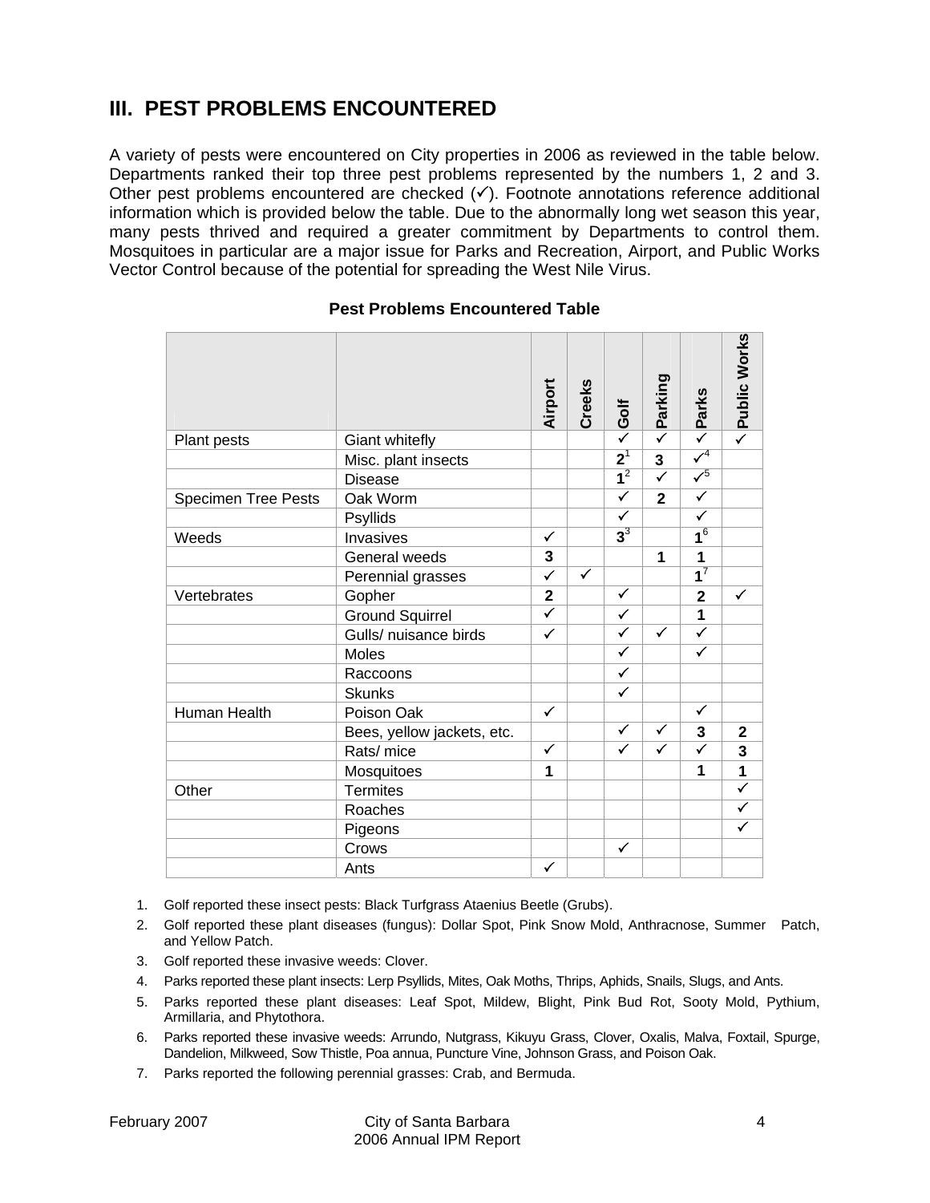## III. PEST PROBLEMS ENCOUNTERED

A variety of pests were encountered on City properties in 2006 as reviewed in the table below. Departments ranked their top three pest problems represented by the numbers 1, 2 and 3. Other pest problems encountered are checked (✓). Footnote annotations reference additional information which is provided below the table. Due to the abnormally long wet season this year, many pests thrived and required a greater commitment by Departments to control them. Mosquitoes in particular are a major issue for Parks and Recreation, Airport, and Public Works Vector Control because of the potential for spreading the West Nile Virus.

**Pest Problems Encountered Table**

| | | Airport | Creeks | Golf | Parking | Parks | Public Works |
|---|---|---|---|---|---|---|---|
| Plant pests | Giant whitefly | | | ✓ | ✓ | ✓ | ✓ |
| | Misc. plant insects | | | **2**[1] | **3** | ✓[4] | |
| | Disease | | | **1**[2] | ✓ | ✓[5] | |
| Specimen Tree Pests | Oak Worm | | | ✓ | **2** | ✓ | |
| | Psyllids | | | ✓ | | ✓ | |
| Weeds | Invasives | ✓ | | **3**[3] | | **1**[6] | |
| | General weeds | **3** | | | **1** | **1** | |
| | Perennial grasses | ✓ | ✓ | | | **1**[7] | |
| Vertebrates | Gopher | **2** | | ✓ | | **2** | ✓ |
| | Ground Squirrel | ✓ | | ✓ | | **1** | |
| | Gulls/ nuisance birds | ✓ | | ✓ | ✓ | ✓ | |
| | Moles | | | ✓ | | ✓ | |
| | Raccoons | | | ✓ | | | |
| | Skunks | | | ✓ | | | |
| Human Health | Poison Oak | ✓ | | | | ✓ | |
| | Bees, yellow jackets, etc. | | | ✓ | ✓ | **3** | **2** |
| | Rats/ mice | ✓ | | ✓ | ✓ | ✓ | **3** |
| | Mosquitoes | **1** | | | | **1** | **1** |
| Other | Termites | | | | | | ✓ |
| | Roaches | | | | | | ✓ |
| | Pigeons | | | | | | ✓ |
| | Crows | | | ✓ | | | |
| | Ants | ✓ | | | | | |

1. Golf reported these insect pests: Black Turfgrass Ataenius Beetle (Grubs).
2. Golf reported these plant diseases (fungus): Dollar Spot, Pink Snow Mold, Anthracnose, Summer Patch, and Yellow Patch.
3. Golf reported these invasive weeds: Clover.
4. Parks reported these plant insects: Lerp Psyllids, Mites, Oak Moths, Thrips, Aphids, Snails, Slugs, and Ants.
5. Parks reported these plant diseases: Leaf Spot, Mildew, Blight, Pink Bud Rot, Sooty Mold, Pythium, Armillaria, and Phytothora.
6. Parks reported these invasive weeds: Arrundo, Nutgrass, Kikuyu Grass, Clover, Oxalis, Malva, Foxtail, Spurge, Dandelion, Milkweed, Sow Thistle, Poa annua, Puncture Vine, Johnson Grass, and Poison Oak.
7. Parks reported the following perennial grasses: Crab, and Bermuda.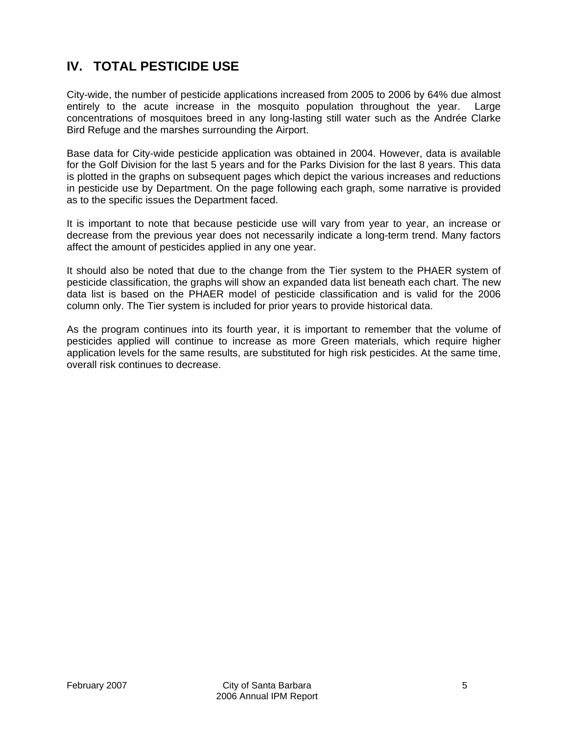## IV. TOTAL PESTICIDE USE

City-wide, the number of pesticide applications increased from 2005 to 2006 by 64% due almost entirely to the acute increase in the mosquito population throughout the year. Large concentrations of mosquitoes breed in any long-lasting still water such as the Andrée Clarke Bird Refuge and the marshes surrounding the Airport.

Base data for City-wide pesticide application was obtained in 2004. However, data is available for the Golf Division for the last 5 years and for the Parks Division for the last 8 years. This data is plotted in the graphs on subsequent pages which depict the various increases and reductions in pesticide use by Department. On the page following each graph, some narrative is provided as to the specific issues the Department faced.

It is important to note that because pesticide use will vary from year to year, an increase or decrease from the previous year does not necessarily indicate a long-term trend. Many factors affect the amount of pesticides applied in any one year.

It should also be noted that due to the change from the Tier system to the PHAER system of pesticide classification, the graphs will show an expanded data list beneath each chart. The new data list is based on the PHAER model of pesticide classification and is valid for the 2006 column only. The Tier system is included for prior years to provide historical data.

As the program continues into its fourth year, it is important to remember that the volume of pesticides applied will continue to increase as more Green materials, which require higher application levels for the same results, are substituted for high risk pesticides. At the same time, overall risk continues to decrease.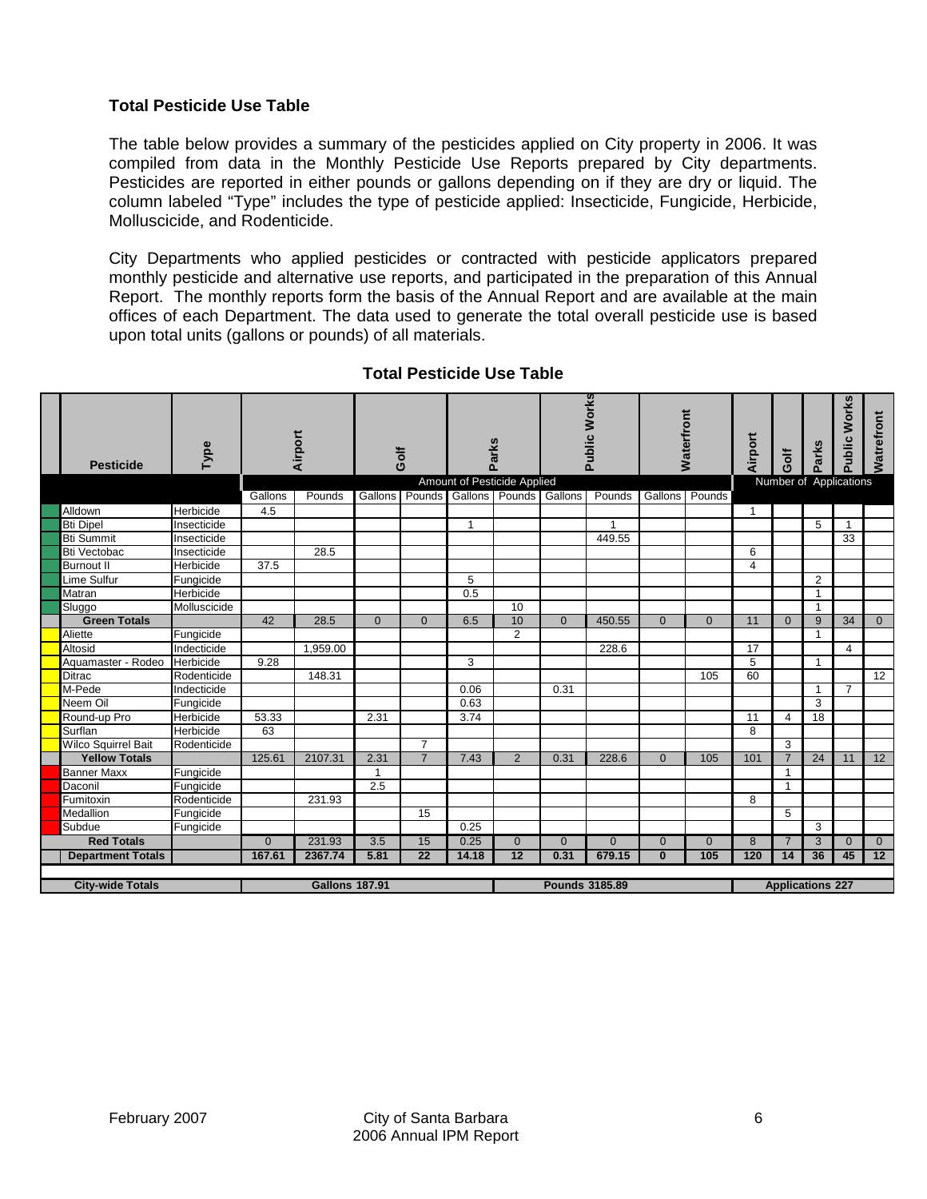### Total Pesticide Use Table

The table below provides a summary of the pesticides applied on City property in 2006. It was compiled from data in the Monthly Pesticide Use Reports prepared by City departments. Pesticides are reported in either pounds or gallons depending on if they are dry or liquid. The column labeled "Type" includes the type of pesticide applied: Insecticide, Fungicide, Herbicide, Molluscicide, and Rodenticide.

City Departments who applied pesticides or contracted with pesticide applicators prepared monthly pesticide and alternative use reports, and participated in the preparation of this Annual Report. The monthly reports form the basis of the Annual Report and are available at the main offices of each Department. The data used to generate the total overall pesticide use is based upon total units (gallons or pounds) of all materials.

**Total Pesticide Use Table**

| Pesticide | Type | Airport | | Golf | | Parks | | Public Works | | Waterfront | | Airport | Golf | Parks | Public Works | Watrefront |
|---|---|---|---|---|---|---|---|---|---|---|---|---|---|---|---|---|
| | | Amount of Pesticide Applied | | | | | | | | | | Number of Applications | | | | |
| | | Gallons | Pounds | Gallons | Pounds | Gallons | Pounds | Gallons | Pounds | Gallons | Pounds | | | | | |
| Alldown | Herbicide | 4.5 | | | | | | | | | | 1 | | | | |
| Bti Dipel | Insecticide | | | | | 1 | | | 1 | | | | | 5 | 1 | |
| Bti Summit | Insecticide | | | | | | | | 449.55 | | | | | | 33 | |
| Bti Vectobac | Insecticide | | 28.5 | | | | | | | | | 6 | | | | |
| Burnout II | Herbicide | 37.5 | | | | | | | | | | 4 | | | | |
| Lime Sulfur | Fungicide | | | | | 5 | | | | | | | | 2 | | |
| Matran | Herbicide | | | | | 0.5 | | | | | | | | 1 | | |
| Sluggo | Molluscicide | | | | | | 10 | | | | | | | 1 | | |
| **Green Totals** | | 42 | 28.5 | 0 | 0 | 6.5 | 10 | 0 | 450.55 | 0 | 0 | 11 | 0 | 9 | 34 | 0 |
| Aliette | Fungicide | | | | | | 2 | | | | | | | 1 | | |
| Altosid | Indecticide | | 1,959.00 | | | | | | 228.6 | | | 17 | | | 4 | |
| Aquamaster - Rodeo | Herbicide | 9.28 | | | | 3 | | | | | | 5 | | 1 | | |
| Ditrac | Rodenticide | | 148.31 | | | | | | | | 105 | 60 | | | | 12 |
| M-Pede | Indecticide | | | | | 0.06 | | 0.31 | | | | | | 1 | 7 | |
| Neem Oil | Fungicide | | | | | 0.63 | | | | | | | | 3 | | |
| Round-up Pro | Herbicide | 53.33 | | 2.31 | | 3.74 | | | | | | 11 | 4 | 18 | | |
| Surflan | Herbicide | 63 | | | | | | | | | | 8 | | | | |
| Wilco Squirrel Bait | Rodenticide | | | | 7 | | | | | | | | 3 | | | |
| **Yellow Totals** | | 125.61 | 2107.31 | 2.31 | 7 | 7.43 | 2 | 0.31 | 228.6 | 0 | 105 | 101 | 7 | 24 | 11 | 12 |
| Banner Maxx | Fungicide | | | 1 | | | | | | | | | 1 | | | |
| Daconil | Fungicide | | | 2.5 | | | | | | | | | 1 | | | |
| Fumitoxin | Rodenticide | | 231.93 | | | | | | | | | 8 | | | | |
| Medallion | Fungicide | | | | 15 | | | | | | | | 5 | | | |
| Subdue | Fungicide | | | | | 0.25 | | | | | | | | 3 | | |
| **Red Totals** | | 0 | 231.93 | 3.5 | 15 | 0.25 | 0 | 0 | 0 | 0 | 0 | 8 | 7 | 3 | 0 | 0 |
| **Department Totals** | | **167.61** | **2367.74** | **5.81** | **22** | **14.18** | **12** | **0.31** | **679.15** | **0** | **105** | **120** | **14** | **36** | **45** | **12** |
| **City-wide Totals** | | **Gallons 187.91** | | | | | **Pounds 3185.89** | | | | | **Applications 227** | | | | |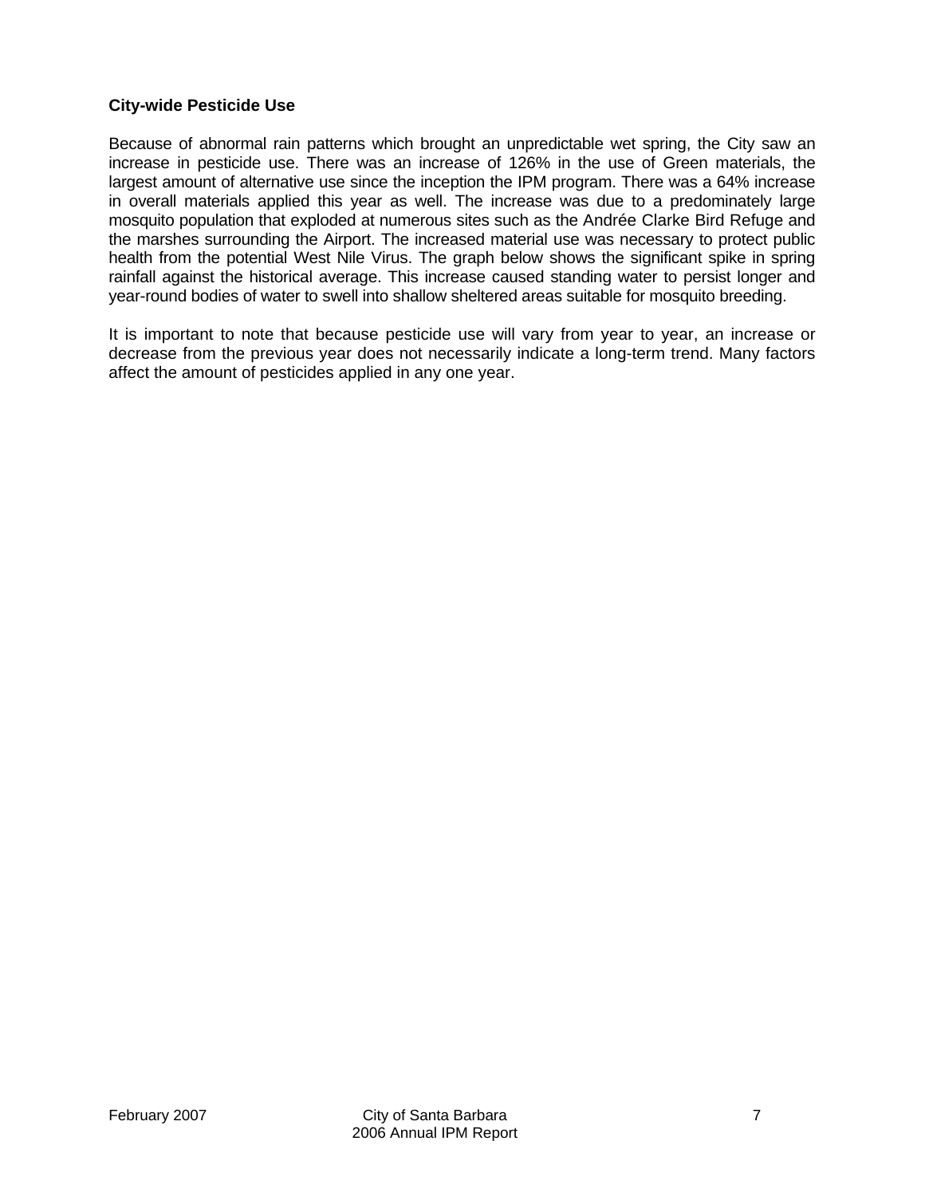**City-wide Pesticide Use**

Because of abnormal rain patterns which brought an unpredictable wet spring, the City saw an increase in pesticide use. There was an increase of 126% in the use of Green materials, the largest amount of alternative use since the inception the IPM program. There was a 64% increase in overall materials applied this year as well. The increase was due to a predominately large mosquito population that exploded at numerous sites such as the Andrée Clarke Bird Refuge and the marshes surrounding the Airport. The increased material use was necessary to protect public health from the potential West Nile Virus. The graph below shows the significant spike in spring rainfall against the historical average. This increase caused standing water to persist longer and year-round bodies of water to swell into shallow sheltered areas suitable for mosquito breeding.

It is important to note that because pesticide use will vary from year to year, an increase or decrease from the previous year does not necessarily indicate a long-term trend. Many factors affect the amount of pesticides applied in any one year.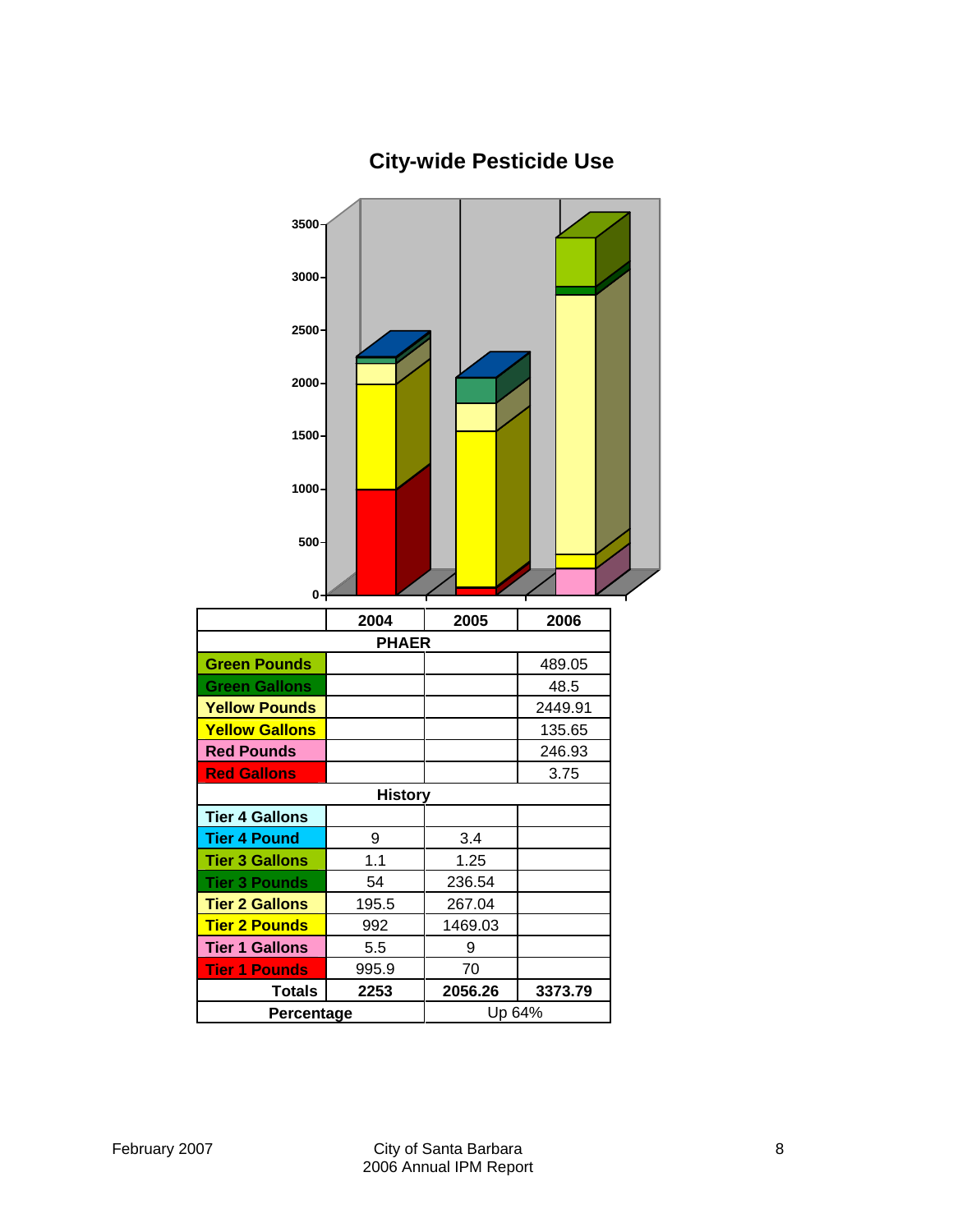## City-wide Pesticide Use

| | 2004 | 2005 | 2006 |
|---|---|---|---|
| **PHAER** | | | |
| Green Pounds | | | 489.05 |
| Green Gallons | | | 48.5 |
| Yellow Pounds | | | 2449.91 |
| Yellow Gallons | | | 135.65 |
| Red Pounds | | | 246.93 |
| Red Gallons | | | 3.75 |
| **History** | | | |
| Tier 4 Gallons | | | |
| Tier 4 Pound | 9 | 3.4 | |
| Tier 3 Gallons | 1.1 | 1.25 | |
| Tier 3 Pounds | 54 | 236.54 | |
| Tier 2 Gallons | 195.5 | 267.04 | |
| Tier 2 Pounds | 992 | 1469.03 | |
| Tier 1 Gallons | 5.5 | 9 | |
| Tier 1 Pounds | 995.9 | 70 | |
| **Totals** | **2253** | **2056.26** | **3373.79** |
| **Percentage** | | Up 64% | |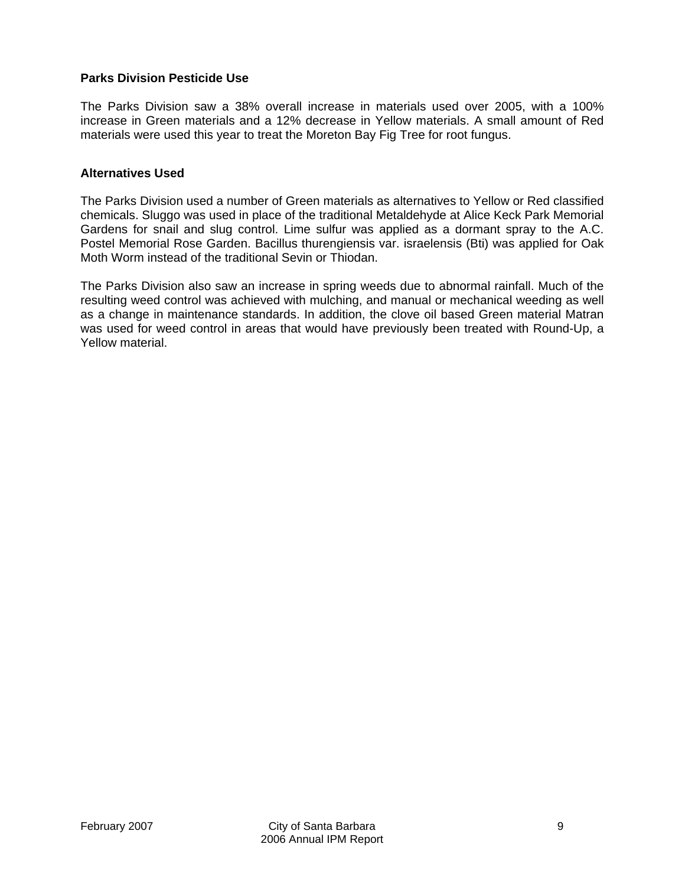### Parks Division Pesticide Use

The Parks Division saw a 38% overall increase in materials used over 2005, with a 100% increase in Green materials and a 12% decrease in Yellow materials. A small amount of Red materials were used this year to treat the Moreton Bay Fig Tree for root fungus.

### Alternatives Used

The Parks Division used a number of Green materials as alternatives to Yellow or Red classified chemicals. Sluggo was used in place of the traditional Metaldehyde at Alice Keck Park Memorial Gardens for snail and slug control. Lime sulfur was applied as a dormant spray to the A.C. Postel Memorial Rose Garden. Bacillus thurengiensis var. israelensis (Bti) was applied for Oak Moth Worm instead of the traditional Sevin or Thiodan.

The Parks Division also saw an increase in spring weeds due to abnormal rainfall. Much of the resulting weed control was achieved with mulching, and manual or mechanical weeding as well as a change in maintenance standards. In addition, the clove oil based Green material Matran was used for weed control in areas that would have previously been treated with Round-Up, a Yellow material.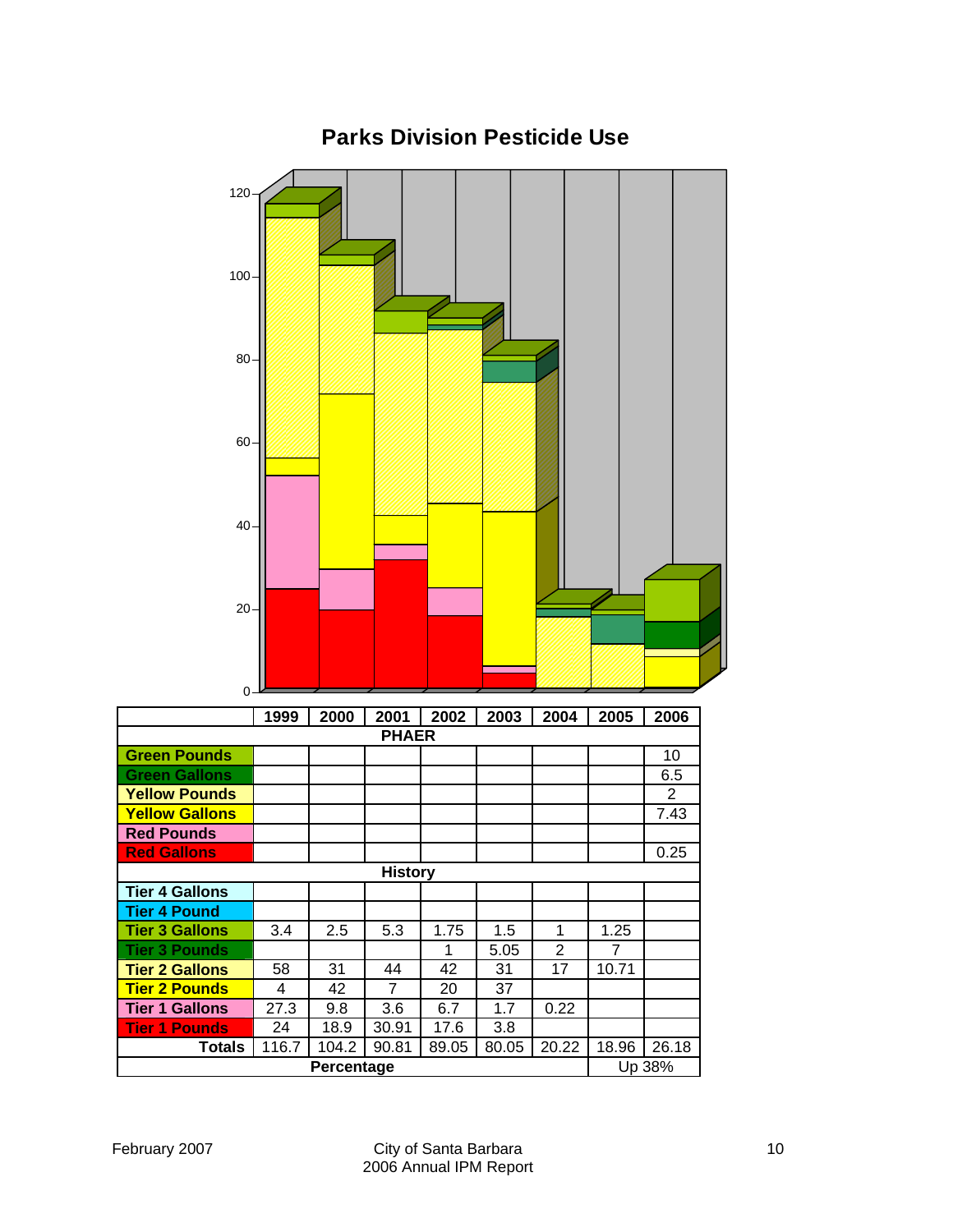## Parks Division Pesticide Use

| | 1999 | 2000 | 2001 | 2002 | 2003 | 2004 | 2005 | 2006 |
|---|---|---|---|---|---|---|---|---|
| **PHAER** | | | | | | | | |
| Green Pounds | | | | | | | | 10 |
| Green Gallons | | | | | | | | 6.5 |
| Yellow Pounds | | | | | | | | 2 |
| Yellow Gallons | | | | | | | | 7.43 |
| Red Pounds | | | | | | | | |
| Red Gallons | | | | | | | | 0.25 |
| **History** | | | | | | | | |
| Tier 4 Gallons | | | | | | | | |
| Tier 4 Pound | | | | | | | | |
| Tier 3 Gallons | 3.4 | 2.5 | 5.3 | 1.75 | 1.5 | 1 | 1.25 | |
| Tier 3 Pounds | | | | 1 | 5.05 | 2 | 7 | |
| Tier 2 Gallons | 58 | 31 | 44 | 42 | 31 | 17 | 10.71 | |
| Tier 2 Pounds | 4 | 42 | 7 | 20 | 37 | | | |
| Tier 1 Gallons | 27.3 | 9.8 | 3.6 | 6.7 | 1.7 | 0.22 | | |
| Tier 1 Pounds | 24 | 18.9 | 30.91 | 17.6 | 3.8 | | | |
| **Totals** | 116.7 | 104.2 | 90.81 | 89.05 | 80.05 | 20.22 | 18.96 | 26.18 |
| **Percentage** | | | | | | | Up 38% | |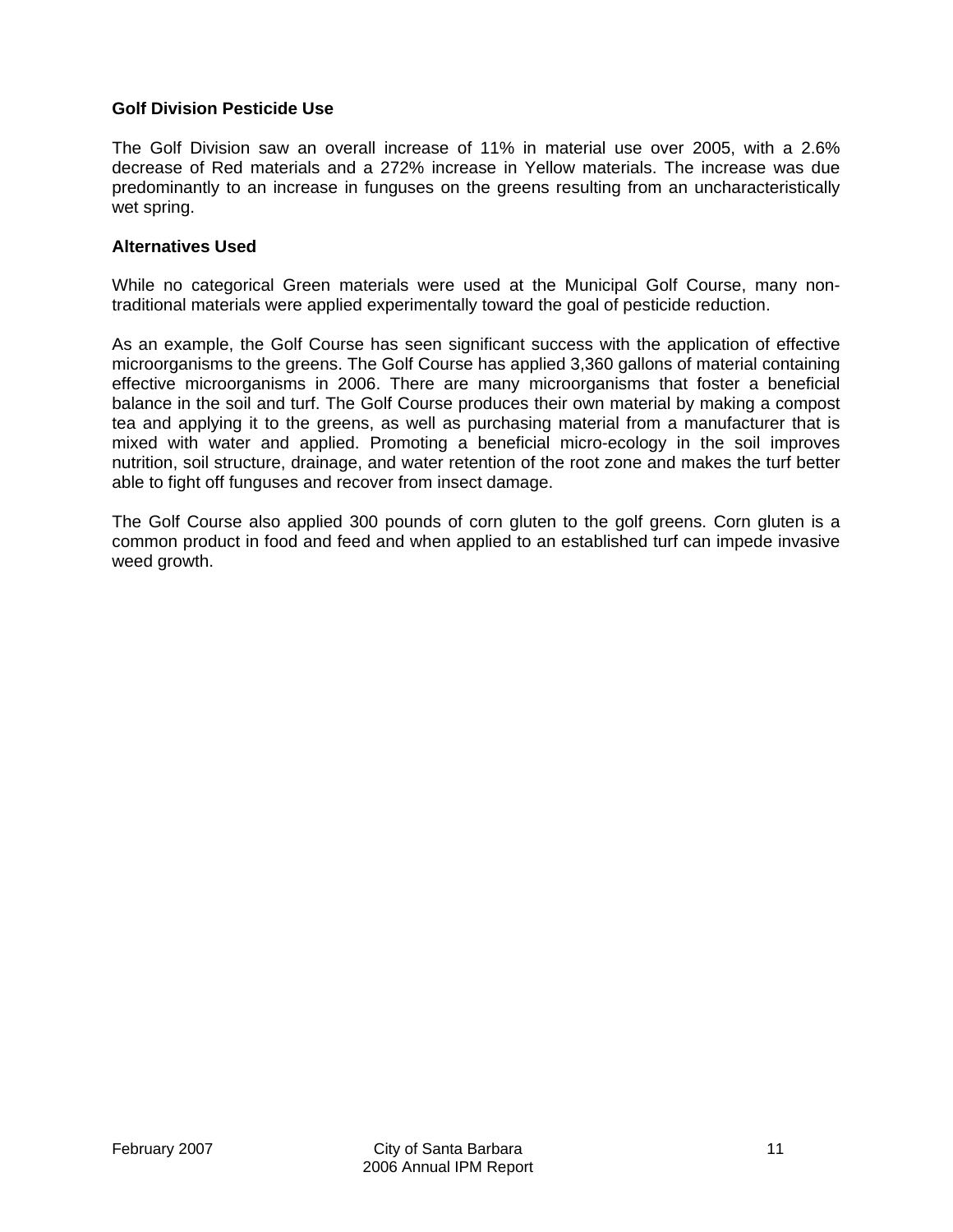### Golf Division Pesticide Use

The Golf Division saw an overall increase of 11% in material use over 2005, with a 2.6% decrease of Red materials and a 272% increase in Yellow materials. The increase was due predominantly to an increase in funguses on the greens resulting from an uncharacteristically wet spring.

### Alternatives Used

While no categorical Green materials were used at the Municipal Golf Course, many non-traditional materials were applied experimentally toward the goal of pesticide reduction.

As an example, the Golf Course has seen significant success with the application of effective microorganisms to the greens. The Golf Course has applied 3,360 gallons of material containing effective microorganisms in 2006. There are many microorganisms that foster a beneficial balance in the soil and turf. The Golf Course produces their own material by making a compost tea and applying it to the greens, as well as purchasing material from a manufacturer that is mixed with water and applied. Promoting a beneficial micro-ecology in the soil improves nutrition, soil structure, drainage, and water retention of the root zone and makes the turf better able to fight off funguses and recover from insect damage.

The Golf Course also applied 300 pounds of corn gluten to the golf greens. Corn gluten is a common product in food and feed and when applied to an established turf can impede invasive weed growth.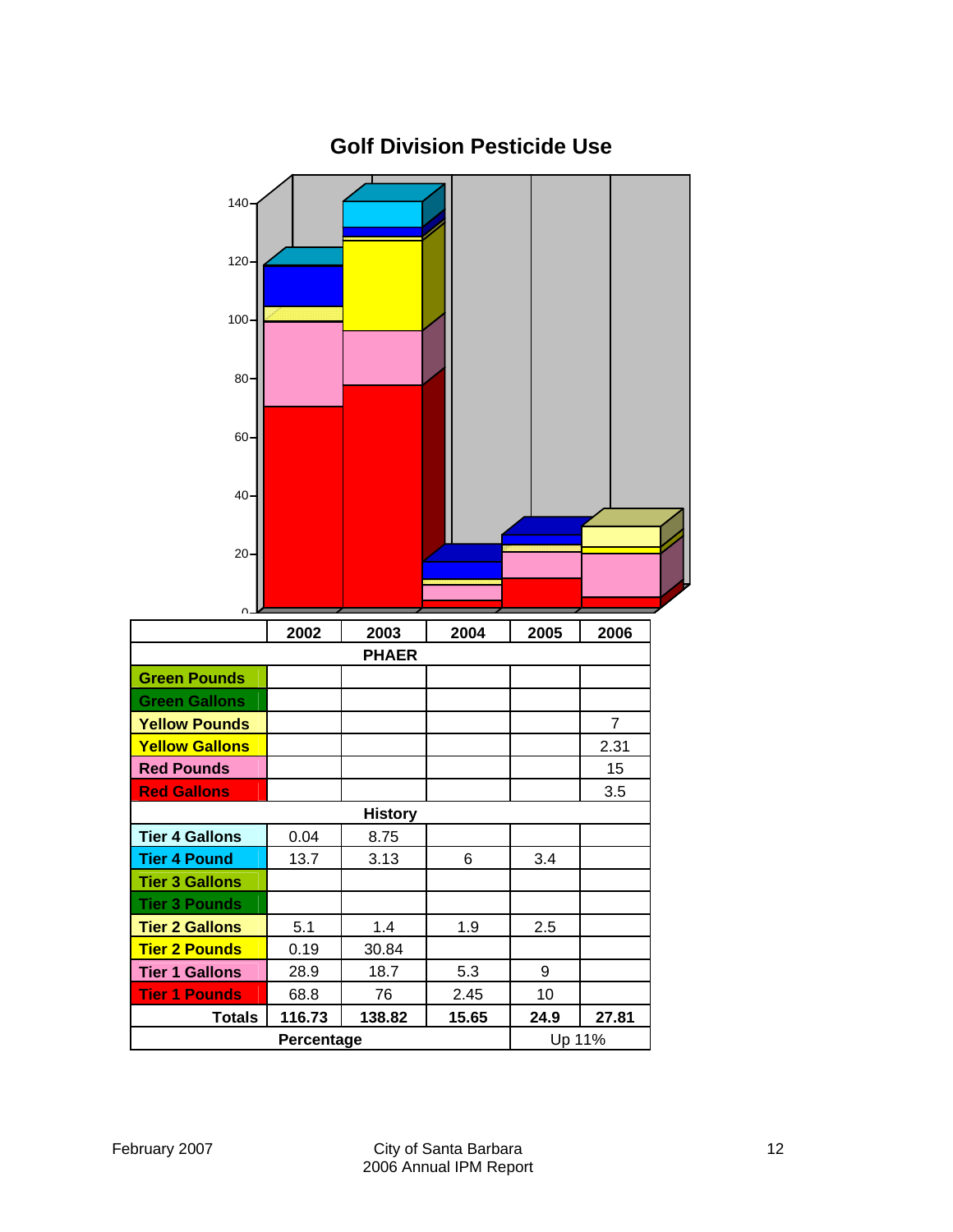## Golf Division Pesticide Use

| | 2002 | 2003 | 2004 | 2005 | 2006 |
|---|---|---|---|---|---|
| **PHAER** | | | | | |
| Green Pounds | | | | | |
| Green Gallons | | | | | |
| Yellow Pounds | | | | | 7 |
| Yellow Gallons | | | | | 2.31 |
| Red Pounds | | | | | 15 |
| Red Gallons | | | | | 3.5 |
| **History** | | | | | |
| Tier 4 Gallons | 0.04 | 8.75 | | | |
| Tier 4 Pound | 13.7 | 3.13 | 6 | 3.4 | |
| Tier 3 Gallons | | | | | |
| Tier 3 Pounds | | | | | |
| Tier 2 Gallons | 5.1 | 1.4 | 1.9 | 2.5 | |
| Tier 2 Pounds | 0.19 | 30.84 | | | |
| Tier 1 Gallons | 28.9 | 18.7 | 5.3 | 9 | |
| Tier 1 Pounds | 68.8 | 76 | 2.45 | 10 | |
| **Totals** | **116.73** | **138.82** | **15.65** | **24.9** | **27.81** |
| **Percentage** | | | | Up 11% | |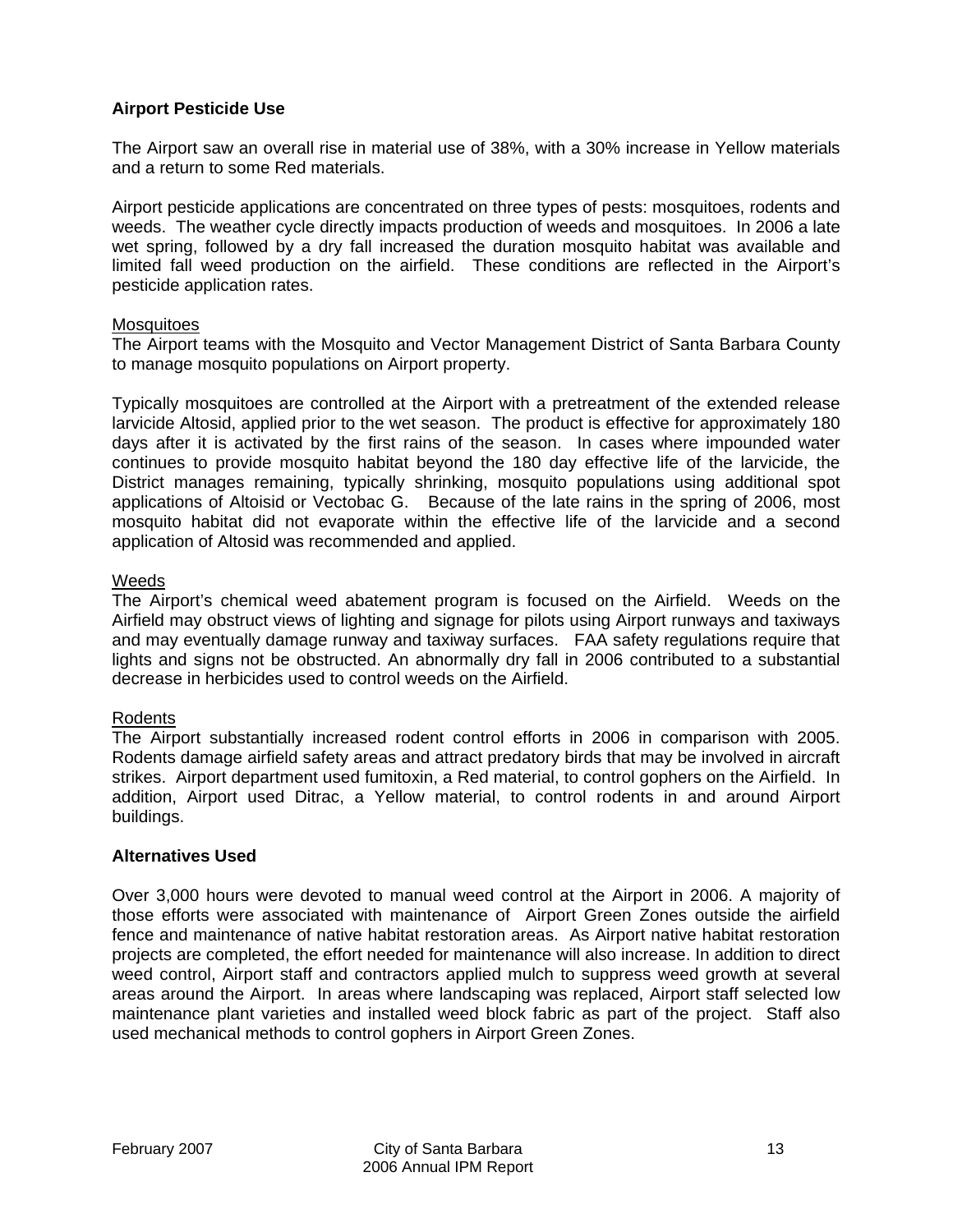**Airport Pesticide Use**

The Airport saw an overall rise in material use of 38%, with a 30% increase in Yellow materials and a return to some Red materials.

Airport pesticide applications are concentrated on three types of pests: mosquitoes, rodents and weeds. The weather cycle directly impacts production of weeds and mosquitoes. In 2006 a late wet spring, followed by a dry fall increased the duration mosquito habitat was available and limited fall weed production on the airfield. These conditions are reflected in the Airport's pesticide application rates.

Mosquitoes

The Airport teams with the Mosquito and Vector Management District of Santa Barbara County to manage mosquito populations on Airport property.

Typically mosquitoes are controlled at the Airport with a pretreatment of the extended release larvicide Altosid, applied prior to the wet season. The product is effective for approximately 180 days after it is activated by the first rains of the season. In cases where impounded water continues to provide mosquito habitat beyond the 180 day effective life of the larvicide, the District manages remaining, typically shrinking, mosquito populations using additional spot applications of Altoisid or Vectobac G. Because of the late rains in the spring of 2006, most mosquito habitat did not evaporate within the effective life of the larvicide and a second application of Altosid was recommended and applied.

Weeds

The Airport's chemical weed abatement program is focused on the Airfield. Weeds on the Airfield may obstruct views of lighting and signage for pilots using Airport runways and taxiways and may eventually damage runway and taxiway surfaces. FAA safety regulations require that lights and signs not be obstructed. An abnormally dry fall in 2006 contributed to a substantial decrease in herbicides used to control weeds on the Airfield.

Rodents

The Airport substantially increased rodent control efforts in 2006 in comparison with 2005. Rodents damage airfield safety areas and attract predatory birds that may be involved in aircraft strikes. Airport department used fumitoxin, a Red material, to control gophers on the Airfield. In addition, Airport used Ditrac, a Yellow material, to control rodents in and around Airport buildings.

**Alternatives Used**

Over 3,000 hours were devoted to manual weed control at the Airport in 2006. A majority of those efforts were associated with maintenance of Airport Green Zones outside the airfield fence and maintenance of native habitat restoration areas. As Airport native habitat restoration projects are completed, the effort needed for maintenance will also increase. In addition to direct weed control, Airport staff and contractors applied mulch to suppress weed growth at several areas around the Airport. In areas where landscaping was replaced, Airport staff selected low maintenance plant varieties and installed weed block fabric as part of the project. Staff also used mechanical methods to control gophers in Airport Green Zones.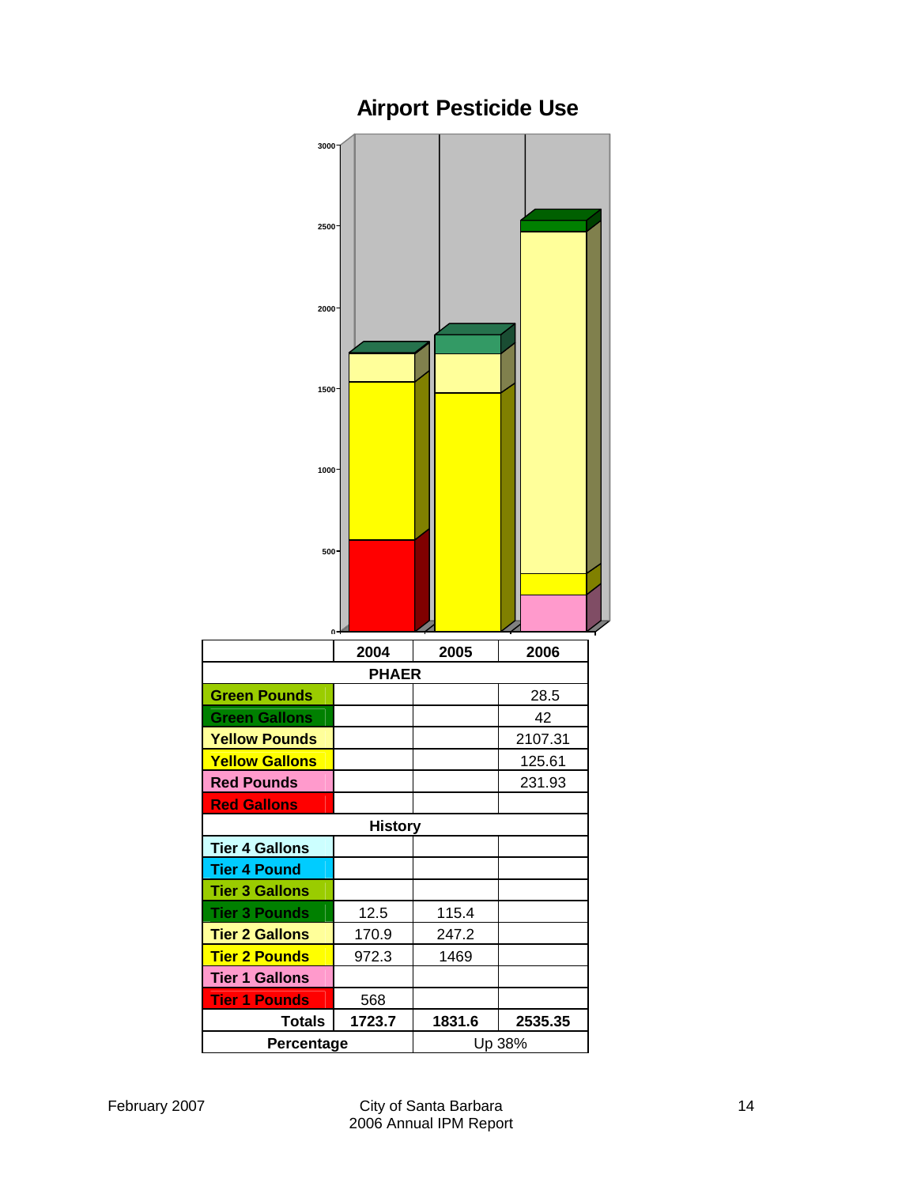# Airport Pesticide Use

| | 2004 | 2005 | 2006 |
|---|---|---|---|
| **PHAER** | | | |
| Green Pounds | | | 28.5 |
| Green Gallons | | | 42 |
| Yellow Pounds | | | 2107.31 |
| Yellow Gallons | | | 125.61 |
| Red Pounds | | | 231.93 |
| Red Gallons | | | |
| **History** | | | |
| Tier 4 Gallons | | | |
| Tier 4 Pound | | | |
| Tier 3 Gallons | | | |
| Tier 3 Pounds | 12.5 | 115.4 | |
| Tier 2 Gallons | 170.9 | 247.2 | |
| Tier 2 Pounds | 972.3 | 1469 | |
| Tier 1 Gallons | | | |
| Tier 1 Pounds | 568 | | |
| **Totals** | **1723.7** | **1831.6** | **2535.35** |
| **Percentage** | | Up 38% | |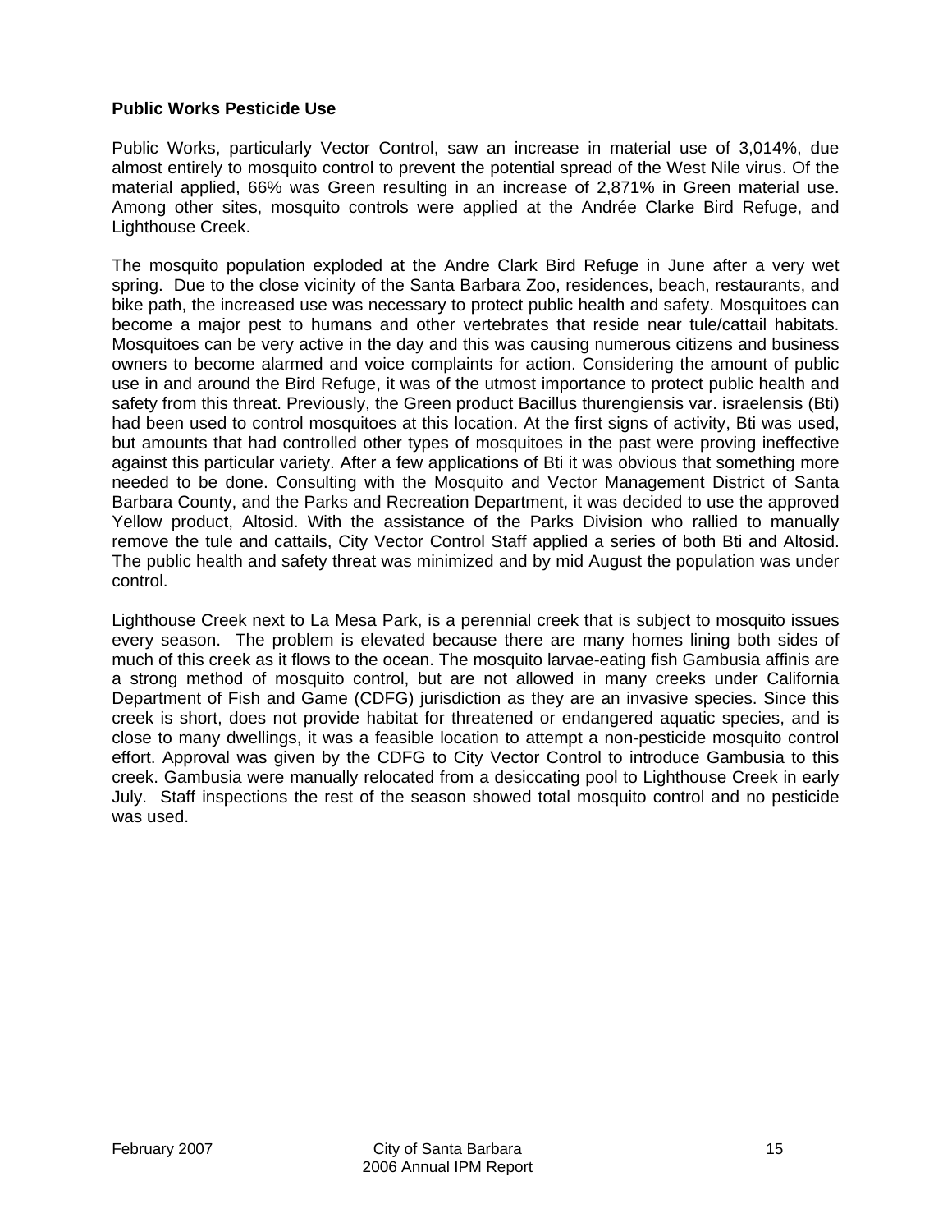**Public Works Pesticide Use**

Public Works, particularly Vector Control, saw an increase in material use of 3,014%, due almost entirely to mosquito control to prevent the potential spread of the West Nile virus. Of the material applied, 66% was Green resulting in an increase of 2,871% in Green material use. Among other sites, mosquito controls were applied at the Andrée Clarke Bird Refuge, and Lighthouse Creek.

The mosquito population exploded at the Andre Clark Bird Refuge in June after a very wet spring. Due to the close vicinity of the Santa Barbara Zoo, residences, beach, restaurants, and bike path, the increased use was necessary to protect public health and safety. Mosquitoes can become a major pest to humans and other vertebrates that reside near tule/cattail habitats. Mosquitoes can be very active in the day and this was causing numerous citizens and business owners to become alarmed and voice complaints for action. Considering the amount of public use in and around the Bird Refuge, it was of the utmost importance to protect public health and safety from this threat. Previously, the Green product Bacillus thurengiensis var. israelensis (Bti) had been used to control mosquitoes at this location. At the first signs of activity, Bti was used, but amounts that had controlled other types of mosquitoes in the past were proving ineffective against this particular variety. After a few applications of Bti it was obvious that something more needed to be done. Consulting with the Mosquito and Vector Management District of Santa Barbara County, and the Parks and Recreation Department, it was decided to use the approved Yellow product, Altosid. With the assistance of the Parks Division who rallied to manually remove the tule and cattails, City Vector Control Staff applied a series of both Bti and Altosid. The public health and safety threat was minimized and by mid August the population was under control.

Lighthouse Creek next to La Mesa Park, is a perennial creek that is subject to mosquito issues every season. The problem is elevated because there are many homes lining both sides of much of this creek as it flows to the ocean. The mosquito larvae-eating fish Gambusia affinis are a strong method of mosquito control, but are not allowed in many creeks under California Department of Fish and Game (CDFG) jurisdiction as they are an invasive species. Since this creek is short, does not provide habitat for threatened or endangered aquatic species, and is close to many dwellings, it was a feasible location to attempt a non-pesticide mosquito control effort. Approval was given by the CDFG to City Vector Control to introduce Gambusia to this creek. Gambusia were manually relocated from a desiccating pool to Lighthouse Creek in early July. Staff inspections the rest of the season showed total mosquito control and no pesticide was used.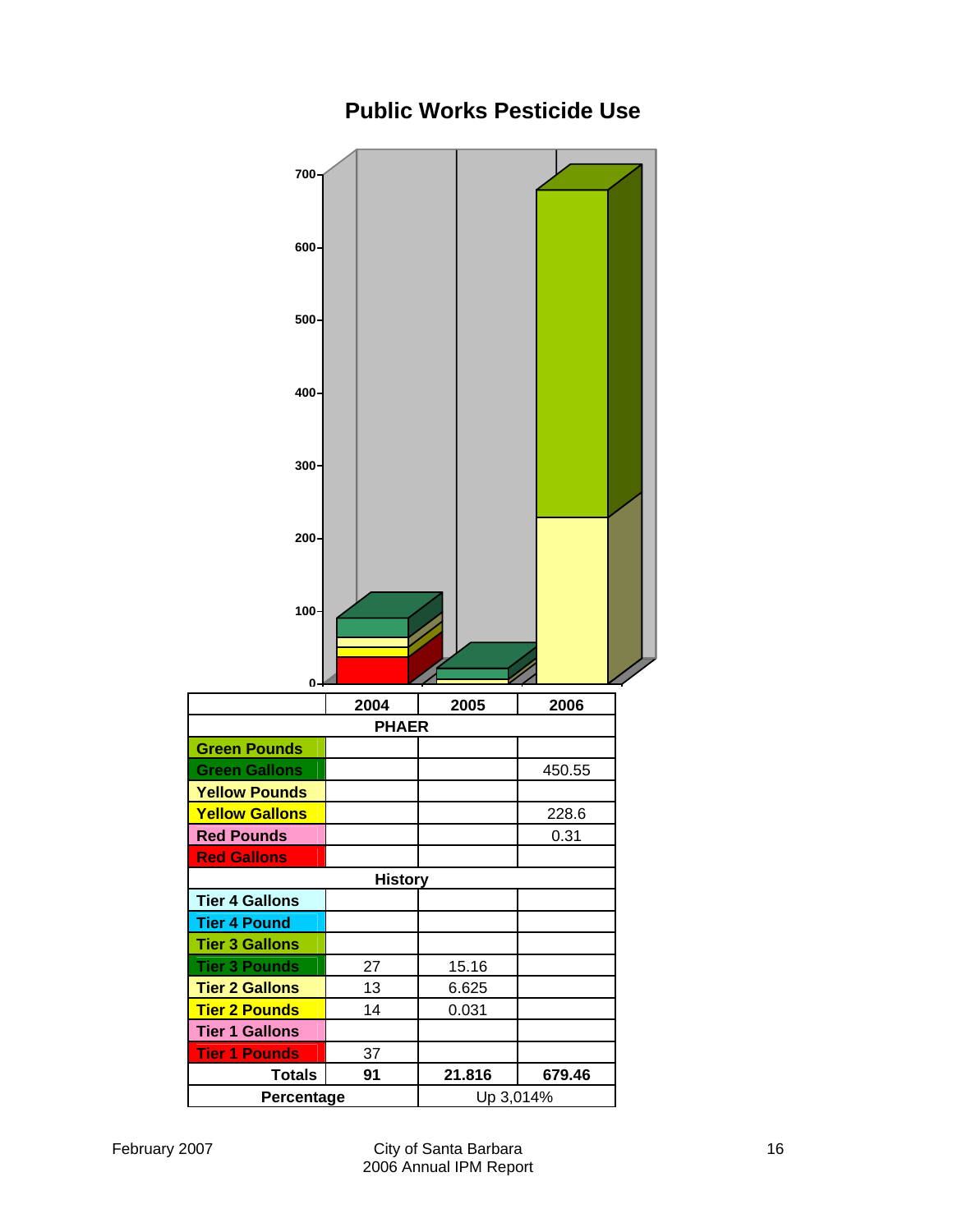# Public Works Pesticide Use

| | 2004 | 2005 | 2006 |
|---|---|---|---|
| **PHAER** | | | |
| Green Pounds | | | |
| Green Gallons | | | 450.55 |
| Yellow Pounds | | | |
| Yellow Gallons | | | 228.6 |
| Red Pounds | | | 0.31 |
| Red Gallons | | | |
| **History** | | | |
| Tier 4 Gallons | | | |
| Tier 4 Pound | | | |
| Tier 3 Gallons | | | |
| Tier 3 Pounds | 27 | 15.16 | |
| Tier 2 Gallons | 13 | 6.625 | |
| Tier 2 Pounds | 14 | 0.031 | |
| Tier 1 Gallons | | | |
| Tier 1 Pounds | 37 | | |
| **Totals** | **91** | **21.816** | **679.46** |
| **Percentage** | | Up 3,014% | |

February 2007

City of Santa Barbara
2006 Annual IPM Report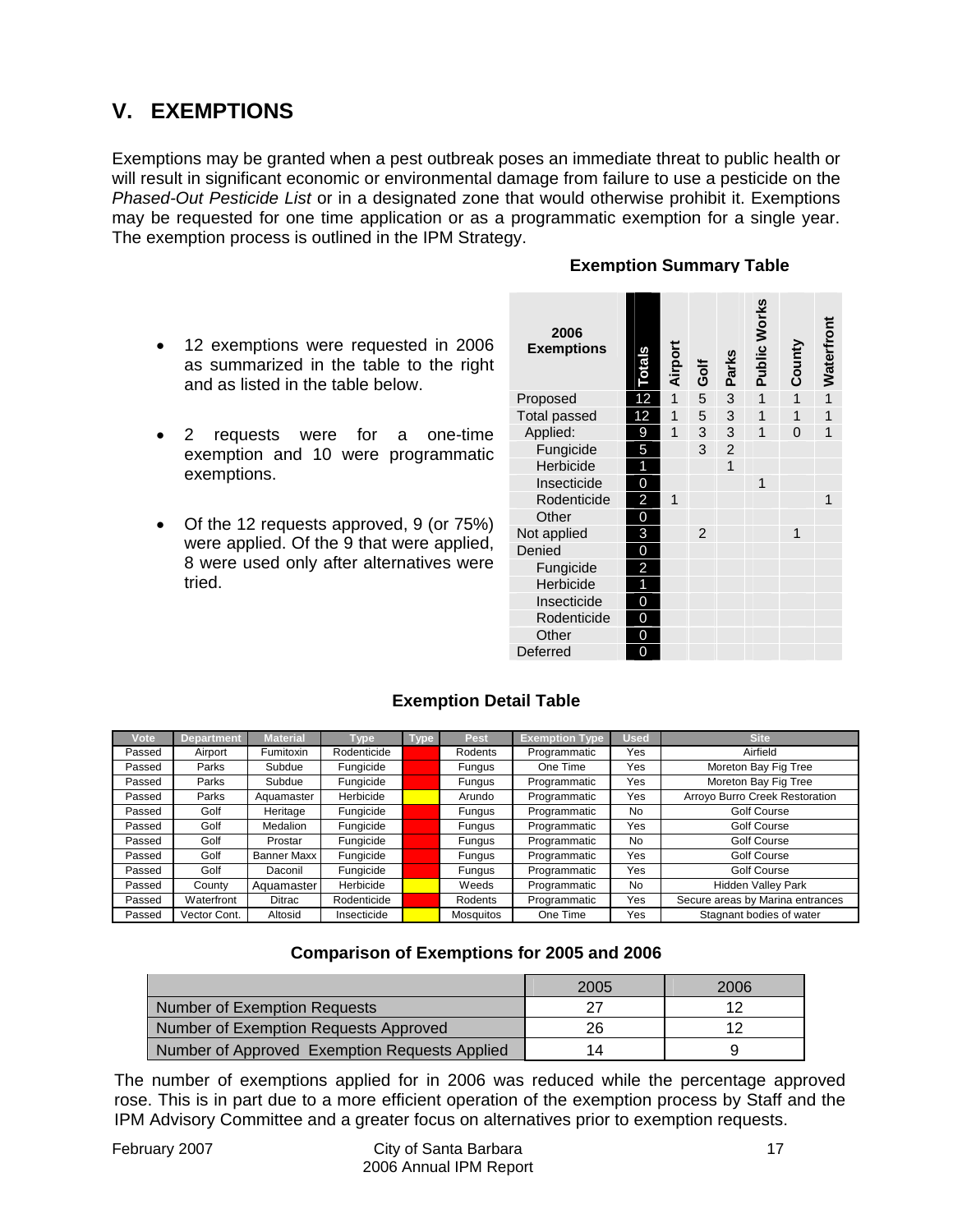# V. EXEMPTIONS

Exemptions may be granted when a pest outbreak poses an immediate threat to public health or will result in significant economic or environmental damage from failure to use a pesticide on the *Phased-Out Pesticide List* or in a designated zone that would otherwise prohibit it. Exemptions may be requested for one time application or as a programmatic exemption for a single year. The exemption process is outlined in the IPM Strategy.

- 12 exemptions were requested in 2006 as summarized in the table to the right and as listed in the table below.
- 2 requests were for a one-time exemption and 10 were programmatic exemptions.
- Of the 12 requests approved, 9 (or 75%) were applied. Of the 9 that were applied, 8 were used only after alternatives were tried.

**Exemption Summary Table**

| 2006 Exemptions | Totals | Airport | Golf | Parks | Public Works | County | Waterfront |
|---|---|---|---|---|---|---|---|
| Proposed | 12 | 1 | 5 | 3 | 1 | 1 | 1 |
| Total passed | 12 | 1 | 5 | 3 | 1 | 1 | 1 |
| Applied: | 9 | 1 | 3 | 3 | 1 | 0 | 1 |
| Fungicide | 5 | | 3 | 2 | | | |
| Herbicide | 1 | | | 1 | | | |
| Insecticide | 0 | | | | 1 | | |
| Rodenticide | 2 | 1 | | | | | 1 |
| Other | 0 | | | | | | |
| Not applied | 3 | | 2 | | | 1 | |
| Denied | 0 | | | | | | |
| Fungicide | 2 | | | | | | |
| Herbicide | 1 | | | | | | |
| Insecticide | 0 | | | | | | |
| Rodenticide | 0 | | | | | | |
| Other | 0 | | | | | | |
| Deferred | 0 | | | | | | |

**Exemption Detail Table**

| Vote | Department | Material | Type | Type | Pest | Exemption Type | Used | Site |
|---|---|---|---|---|---|---|---|---|
| Passed | Airport | Fumitoxin | Rodenticide | | Rodents | Programmatic | Yes | Airfield |
| Passed | Parks | Subdue | Fungicide | | Fungus | One Time | Yes | Moreton Bay Fig Tree |
| Passed | Parks | Subdue | Fungicide | | Fungus | Programmatic | Yes | Moreton Bay Fig Tree |
| Passed | Parks | Aquamaster | Herbicide | | Arundo | Programmatic | Yes | Arroyo Burro Creek Restoration |
| Passed | Golf | Heritage | Fungicide | | Fungus | Programmatic | No | Golf Course |
| Passed | Golf | Medalion | Fungicide | | Fungus | Programmatic | Yes | Golf Course |
| Passed | Golf | Prostar | Fungicide | | Fungus | Programmatic | No | Golf Course |
| Passed | Golf | Banner Maxx | Fungicide | | Fungus | Programmatic | Yes | Golf Course |
| Passed | Golf | Daconil | Fungicide | | Fungus | Programmatic | Yes | Golf Course |
| Passed | County | Aquamaster | Herbicide | | Weeds | Programmatic | No | Hidden Valley Park |
| Passed | Waterfront | Ditrac | Rodenticide | | Rodents | Programmatic | Yes | Secure areas by Marina entrances |
| Passed | Vector Cont. | Altosid | Insecticide | | Mosquitos | One Time | Yes | Stagnant bodies of water |

**Comparison of Exemptions for 2005 and 2006**

| | 2005 | 2006 |
|---|---|---|
| Number of Exemption Requests | 27 | 12 |
| Number of Exemption Requests Approved | 26 | 12 |
| Number of Approved Exemption Requests Applied | 14 | 9 |

The number of exemptions applied for in 2006 was reduced while the percentage approved rose. This is in part due to a more efficient operation of the exemption process by Staff and the IPM Advisory Committee and a greater focus on alternatives prior to exemption requests.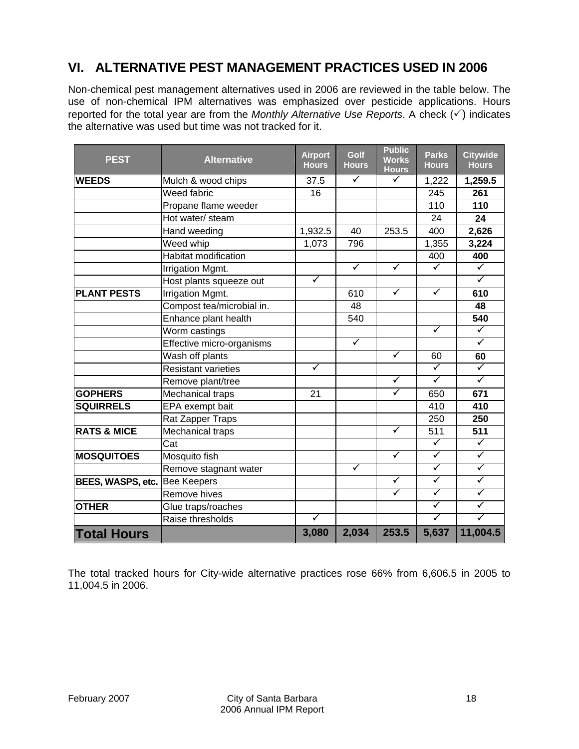# VI. ALTERNATIVE PEST MANAGEMENT PRACTICES USED IN 2006

Non-chemical pest management alternatives used in 2006 are reviewed in the table below. The use of non-chemical IPM alternatives was emphasized over pesticide applications. Hours reported for the total year are from the *Monthly Alternative Use Reports*. A check (✓) indicates the alternative was used but time was not tracked for it.

| PEST | Alternative | Airport Hours | Golf Hours | Public Works Hours | Parks Hours | Citywide Hours |
|---|---|---|---|---|---|---|
| **WEEDS** | Mulch & wood chips | 37.5 | ✓ | ✓ | 1,222 | **1,259.5** |
| | Weed fabric | 16 | | | 245 | **261** |
| | Propane flame weeder | | | | 110 | **110** |
| | Hot water/ steam | | | | 24 | **24** |
| | Hand weeding | 1,932.5 | 40 | 253.5 | 400 | **2,626** |
| | Weed whip | 1,073 | 796 | | 1,355 | **3,224** |
| | Habitat modification | | | | 400 | **400** |
| | Irrigation Mgmt. | | ✓ | ✓ | ✓ | ✓ |
| | Host plants squeeze out | ✓ | | | | ✓ |
| **PLANT PESTS** | Irrigation Mgmt. | | 610 | ✓ | ✓ | **610** |
| | Compost tea/microbial in. | | 48 | | | **48** |
| | Enhance plant health | | 540 | | | **540** |
| | Worm castings | | | | ✓ | ✓ |
| | Effective micro-organisms | | ✓ | | | ✓ |
| | Wash off plants | | | ✓ | 60 | **60** |
| | Resistant varieties | ✓ | | | ✓ | ✓ |
| | Remove plant/tree | | | ✓ | ✓ | ✓ |
| **GOPHERS** | Mechanical traps | 21 | | ✓ | 650 | **671** |
| **SQUIRRELS** | EPA exempt bait | | | | 410 | **410** |
| | Rat Zapper Traps | | | | 250 | **250** |
| **RATS & MICE** | Mechanical traps | | | ✓ | 511 | **511** |
| | Cat | | | | ✓ | ✓ |
| **MOSQUITOES** | Mosquito fish | | | ✓ | ✓ | ✓ |
| | Remove stagnant water | | ✓ | | ✓ | ✓ |
| **BEES, WASPS, etc.** | Bee Keepers | | | ✓ | ✓ | ✓ |
| | Remove hives | | | ✓ | ✓ | ✓ |
| **OTHER** | Glue traps/roaches | | | | ✓ | ✓ |
| | Raise thresholds | ✓ | | | ✓ | ✓ |
| **Total Hours** | | **3,080** | **2,034** | **253.5** | **5,637** | **11,004.5** |

The total tracked hours for City-wide alternative practices rose 66% from 6,606.5 in 2005 to 11,004.5 in 2006.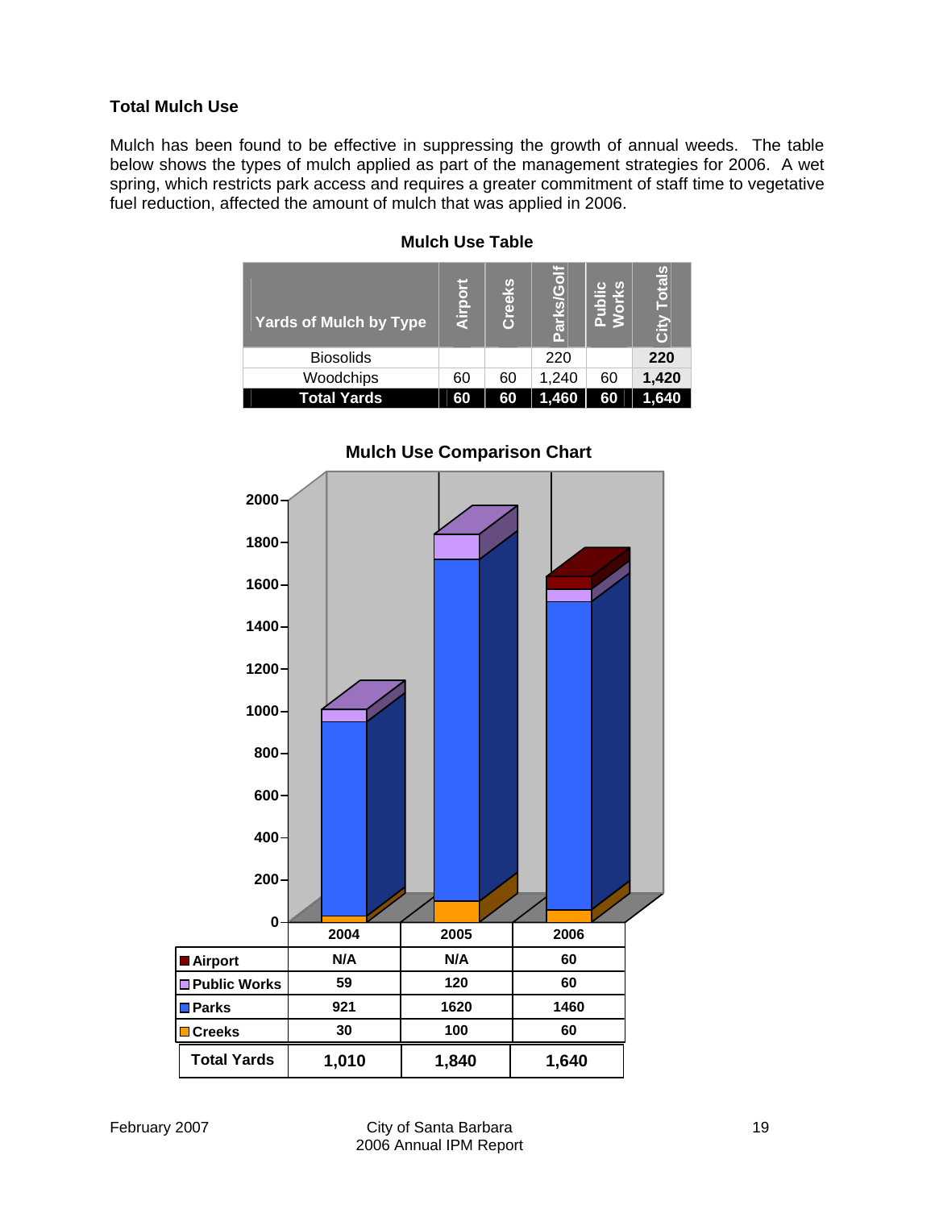### Total Mulch Use

Mulch has been found to be effective in suppressing the growth of annual weeds. The table below shows the types of mulch applied as part of the management strategies for 2006. A wet spring, which restricts park access and requires a greater commitment of staff time to vegetative fuel reduction, affected the amount of mulch that was applied in 2006.

**Mulch Use Table**

| Yards of Mulch by Type | Airport | Creeks | Parks/Golf | Public Works | City Totals |
|---|---|---|---|---|---|
| Biosolids | | | 220 | | **220** |
| Woodchips | 60 | 60 | 1,240 | 60 | **1,420** |
| **Total Yards** | **60** | **60** | **1,460** | **60** | **1,640** |

**Mulch Use Comparison Chart**

| | 2004 | 2005 | 2006 |
|---|---|---|---|
| Airport | N/A | N/A | 60 |
| Public Works | 59 | 120 | 60 |
| Parks | 921 | 1620 | 1460 |
| Creeks | 30 | 100 | 60 |
| **Total Yards** | **1,010** | **1,840** | **1,640** |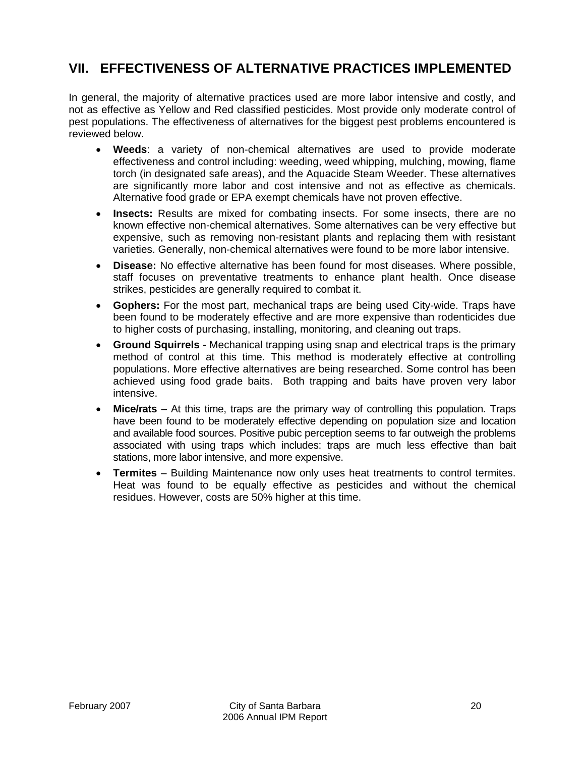## VII. EFFECTIVENESS OF ALTERNATIVE PRACTICES IMPLEMENTED

In general, the majority of alternative practices used are more labor intensive and costly, and not as effective as Yellow and Red classified pesticides. Most provide only moderate control of pest populations. The effectiveness of alternatives for the biggest pest problems encountered is reviewed below.

- **Weeds**: a variety of non-chemical alternatives are used to provide moderate effectiveness and control including: weeding, weed whipping, mulching, mowing, flame torch (in designated safe areas), and the Aquacide Steam Weeder. These alternatives are significantly more labor and cost intensive and not as effective as chemicals. Alternative food grade or EPA exempt chemicals have not proven effective.
- **Insects:** Results are mixed for combating insects. For some insects, there are no known effective non-chemical alternatives. Some alternatives can be very effective but expensive, such as removing non-resistant plants and replacing them with resistant varieties. Generally, non-chemical alternatives were found to be more labor intensive.
- **Disease:** No effective alternative has been found for most diseases. Where possible, staff focuses on preventative treatments to enhance plant health. Once disease strikes, pesticides are generally required to combat it.
- **Gophers:** For the most part, mechanical traps are being used City-wide. Traps have been found to be moderately effective and are more expensive than rodenticides due to higher costs of purchasing, installing, monitoring, and cleaning out traps.
- **Ground Squirrels** - Mechanical trapping using snap and electrical traps is the primary method of control at this time. This method is moderately effective at controlling populations. More effective alternatives are being researched. Some control has been achieved using food grade baits. Both trapping and baits have proven very labor intensive.
- **Mice/rats** – At this time, traps are the primary way of controlling this population. Traps have been found to be moderately effective depending on population size and location and available food sources. Positive pubic perception seems to far outweigh the problems associated with using traps which includes: traps are much less effective than bait stations, more labor intensive, and more expensive.
- **Termites** – Building Maintenance now only uses heat treatments to control termites. Heat was found to be equally effective as pesticides and without the chemical residues. However, costs are 50% higher at this time.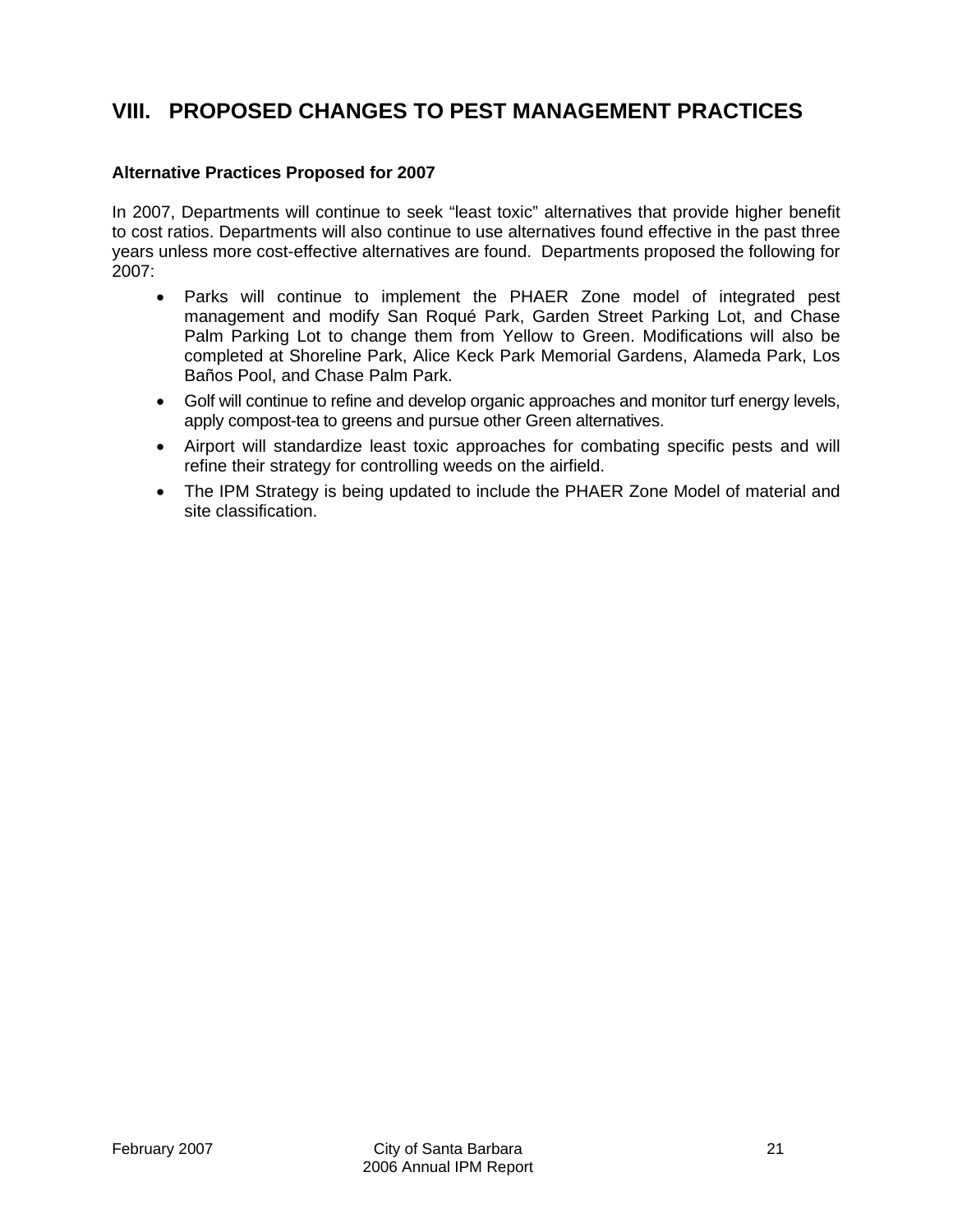# VIII. PROPOSED CHANGES TO PEST MANAGEMENT PRACTICES

**Alternative Practices Proposed for 2007**

In 2007, Departments will continue to seek "least toxic" alternatives that provide higher benefit to cost ratios. Departments will also continue to use alternatives found effective in the past three years unless more cost-effective alternatives are found. Departments proposed the following for 2007:

- Parks will continue to implement the PHAER Zone model of integrated pest management and modify San Roqué Park, Garden Street Parking Lot, and Chase Palm Parking Lot to change them from Yellow to Green. Modifications will also be completed at Shoreline Park, Alice Keck Park Memorial Gardens, Alameda Park, Los Baños Pool, and Chase Palm Park.
- Golf will continue to refine and develop organic approaches and monitor turf energy levels, apply compost-tea to greens and pursue other Green alternatives.
- Airport will standardize least toxic approaches for combating specific pests and will refine their strategy for controlling weeds on the airfield.
- The IPM Strategy is being updated to include the PHAER Zone Model of material and site classification.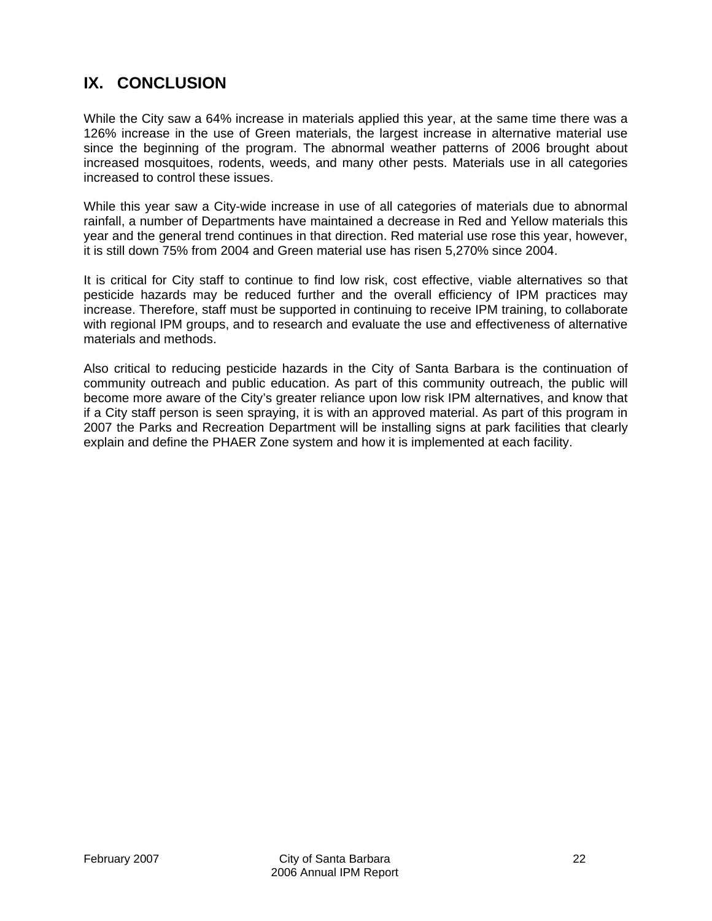# IX. CONCLUSION

While the City saw a 64% increase in materials applied this year, at the same time there was a 126% increase in the use of Green materials, the largest increase in alternative material use since the beginning of the program. The abnormal weather patterns of 2006 brought about increased mosquitoes, rodents, weeds, and many other pests. Materials use in all categories increased to control these issues.

While this year saw a City-wide increase in use of all categories of materials due to abnormal rainfall, a number of Departments have maintained a decrease in Red and Yellow materials this year and the general trend continues in that direction. Red material use rose this year, however, it is still down 75% from 2004 and Green material use has risen 5,270% since 2004.

It is critical for City staff to continue to find low risk, cost effective, viable alternatives so that pesticide hazards may be reduced further and the overall efficiency of IPM practices may increase. Therefore, staff must be supported in continuing to receive IPM training, to collaborate with regional IPM groups, and to research and evaluate the use and effectiveness of alternative materials and methods.

Also critical to reducing pesticide hazards in the City of Santa Barbara is the continuation of community outreach and public education. As part of this community outreach, the public will become more aware of the City's greater reliance upon low risk IPM alternatives, and know that if a City staff person is seen spraying, it is with an approved material. As part of this program in 2007 the Parks and Recreation Department will be installing signs at park facilities that clearly explain and define the PHAER Zone system and how it is implemented at each facility.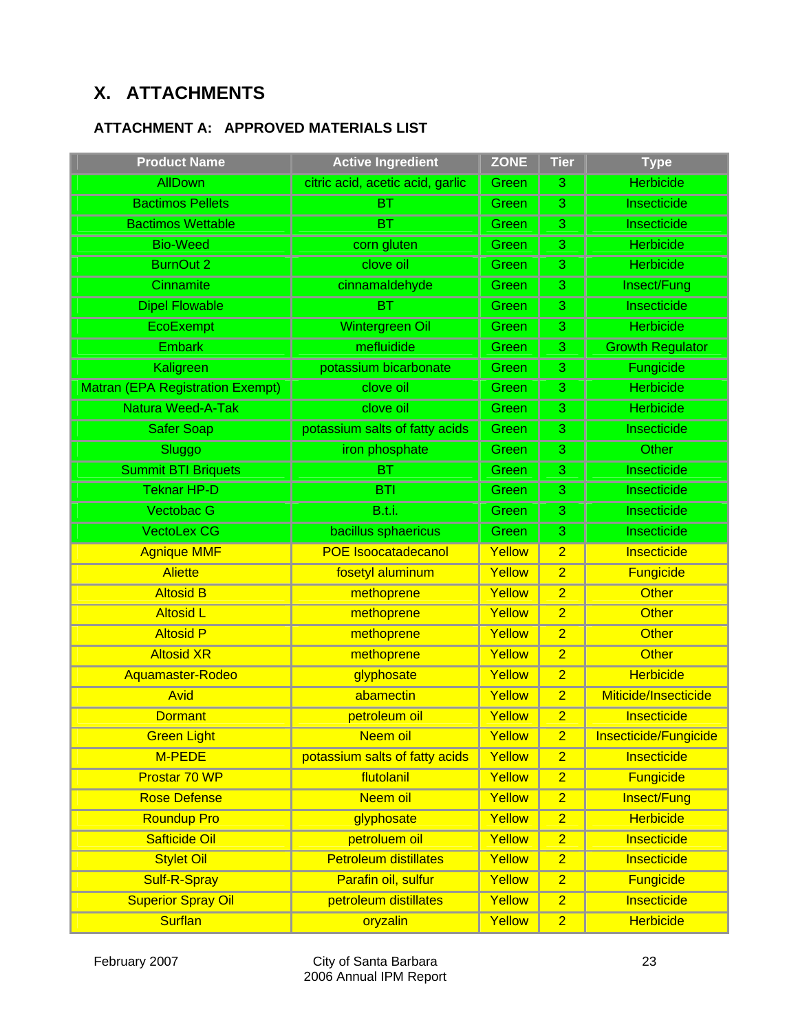# X. ATTACHMENTS

## ATTACHMENT A: APPROVED MATERIALS LIST

| Product Name | Active Ingredient | ZONE | Tier | Type |
|---|---|---|---|---|
| AllDown | citric acid, acetic acid, garlic | Green | 3 | Herbicide |
| Bactimos Pellets | BT | Green | 3 | Insecticide |
| Bactimos Wettable | BT | Green | 3 | Insecticide |
| Bio-Weed | corn gluten | Green | 3 | Herbicide |
| BurnOut 2 | clove oil | Green | 3 | Herbicide |
| Cinnamite | cinnamaldehyde | Green | 3 | Insect/Fung |
| Dipel Flowable | BT | Green | 3 | Insecticide |
| EcoExempt | Wintergreen Oil | Green | 3 | Herbicide |
| Embark | mefluidide | Green | 3 | Growth Regulator |
| Kaligreen | potassium bicarbonate | Green | 3 | Fungicide |
| Matran (EPA Registration Exempt) | clove oil | Green | 3 | Herbicide |
| Natura Weed-A-Tak | clove oil | Green | 3 | Herbicide |
| Safer Soap | potassium salts of fatty acids | Green | 3 | Insecticide |
| Sluggo | iron phosphate | Green | 3 | Other |
| Summit BTI Briquets | BT | Green | 3 | Insecticide |
| Teknar HP-D | BTI | Green | 3 | Insecticide |
| Vectobac G | B.t.i. | Green | 3 | Insecticide |
| VectoLex CG | bacillus sphaericus | Green | 3 | Insecticide |
| Agnique MMF | POE Isoocatadecanol | Yellow | 2 | Insecticide |
| Aliette | fosetyl aluminum | Yellow | 2 | Fungicide |
| Altosid B | methoprene | Yellow | 2 | Other |
| Altosid L | methoprene | Yellow | 2 | Other |
| Altosid P | methoprene | Yellow | 2 | Other |
| Altosid XR | methoprene | Yellow | 2 | Other |
| Aquamaster-Rodeo | glyphosate | Yellow | 2 | Herbicide |
| Avid | abamectin | Yellow | 2 | Miticide/Insecticide |
| Dormant | petroleum oil | Yellow | 2 | Insecticide |
| Green Light | Neem oil | Yellow | 2 | Insecticide/Fungicide |
| M-PEDE | potassium salts of fatty acids | Yellow | 2 | Insecticide |
| Prostar 70 WP | flutolanil | Yellow | 2 | Fungicide |
| Rose Defense | Neem oil | Yellow | 2 | Insect/Fung |
| Roundup Pro | glyphosate | Yellow | 2 | Herbicide |
| Safticide Oil | petroluem oil | Yellow | 2 | Insecticide |
| Stylet Oil | Petroleum distillates | Yellow | 2 | Insecticide |
| Sulf-R-Spray | Parafin oil, sulfur | Yellow | 2 | Fungicide |
| Superior Spray Oil | petroleum distillates | Yellow | 2 | Insecticide |
| Surflan | oryzalin | Yellow | 2 | Herbicide |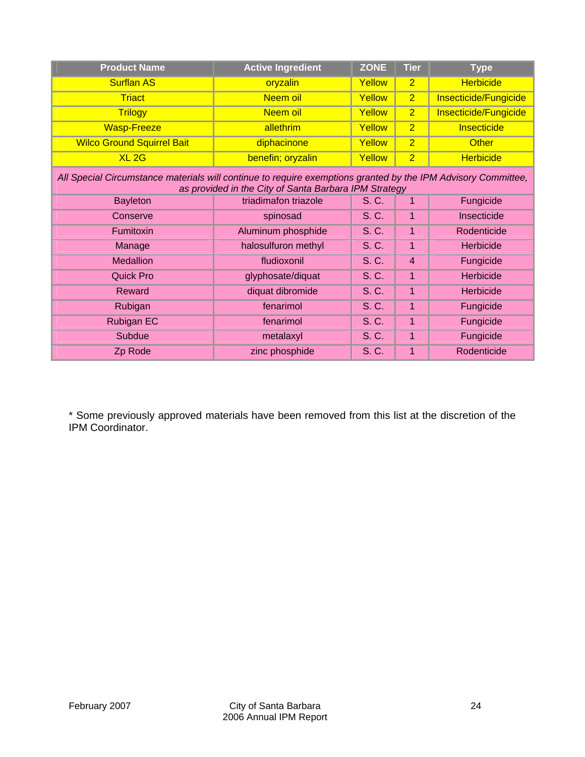| Product Name | Active Ingredient | ZONE | Tier | Type |
|---|---|---|---|---|
| Surflan AS | oryzalin | Yellow | 2 | Herbicide |
| Triact | Neem oil | Yellow | 2 | Insecticide/Fungicide |
| Trilogy | Neem oil | Yellow | 2 | Insecticide/Fungicide |
| Wasp-Freeze | allethrim | Yellow | 2 | Insecticide |
| Wilco Ground Squirrel Bait | diphacinone | Yellow | 2 | Other |
| XL 2G | benefin; oryzalin | Yellow | 2 | Herbicide |
| *All Special Circumstance materials will continue to require exemptions granted by the IPM Advisory Committee, as provided in the City of Santa Barbara IPM Strategy* | | | | |
| Bayleton | triadimafon triazole | S. C. | 1 | Fungicide |
| Conserve | spinosad | S. C. | 1 | Insecticide |
| Fumitoxin | Aluminum phosphide | S. C. | 1 | Rodenticide |
| Manage | halosulfuron methyl | S. C. | 1 | Herbicide |
| Medallion | fludioxonil | S. C. | 4 | Fungicide |
| Quick Pro | glyphosate/diquat | S. C. | 1 | Herbicide |
| Reward | diquat dibromide | S. C. | 1 | Herbicide |
| Rubigan | fenarimol | S. C. | 1 | Fungicide |
| Rubigan EC | fenarimol | S. C. | 1 | Fungicide |
| Subdue | metalaxyl | S. C. | 1 | Fungicide |
| Zp Rode | zinc phosphide | S. C. | 1 | Rodenticide |

* Some previously approved materials have been removed from this list at the discretion of the IPM Coordinator.